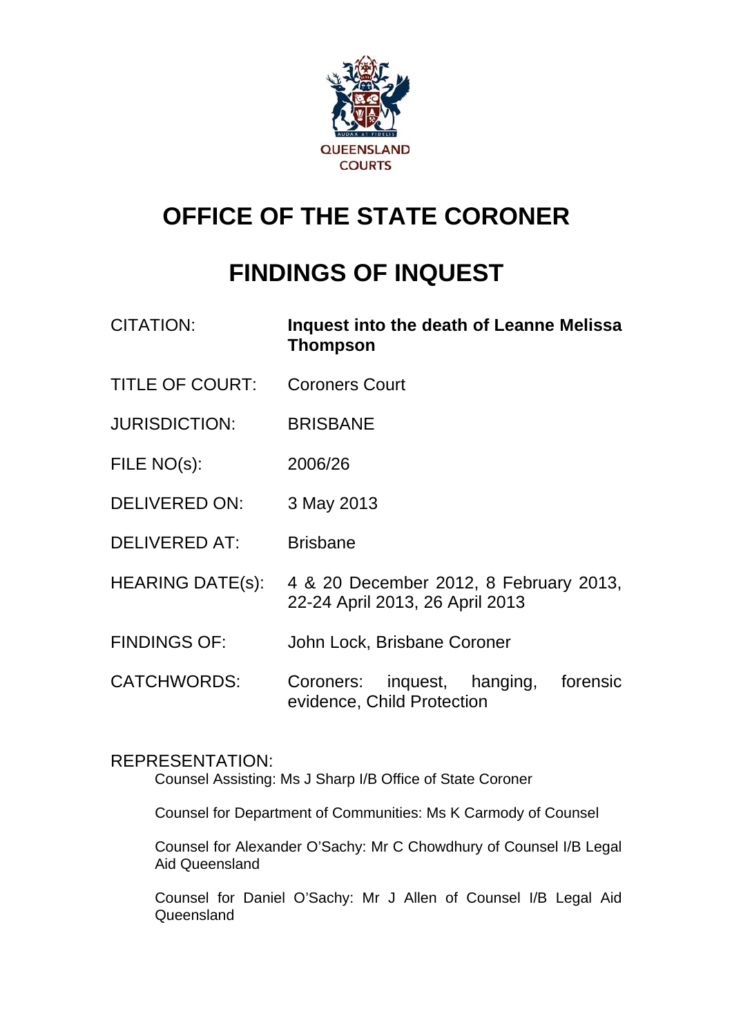QUEENSLAND COURTS

# OFFICE OF THE STATE CORONER

# FINDINGS OF INQUEST

| | |
|---|---|
| CITATION: | **Inquest into the death of Leanne Melissa Thompson** |
| TITLE OF COURT: | Coroners Court |
| JURISDICTION: | BRISBANE |
| FILE NO(s): | 2006/26 |
| DELIVERED ON: | 3 May 2013 |
| DELIVERED AT: | Brisbane |
| HEARING DATE(s): | 4 & 20 December 2012, 8 February 2013, 22-24 April 2013, 26 April 2013 |
| FINDINGS OF: | John Lock, Brisbane Coroner |
| CATCHWORDS: | Coroners: inquest, hanging, forensic evidence, Child Protection |

REPRESENTATION:

Counsel Assisting: Ms J Sharp I/B Office of State Coroner

Counsel for Department of Communities: Ms K Carmody of Counsel

Counsel for Alexander O'Sachy: Mr C Chowdhury of Counsel I/B Legal Aid Queensland

Counsel for Daniel O'Sachy: Mr J Allen of Counsel I/B Legal Aid Queensland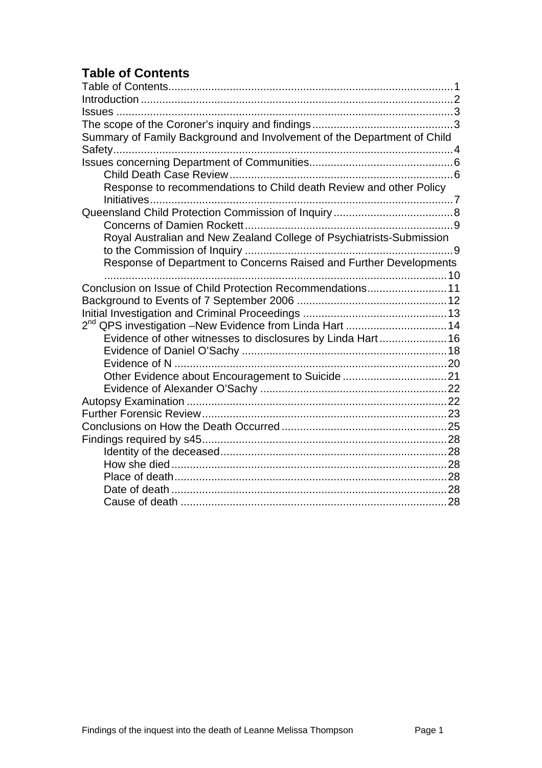## Table of Contents

- Table of Contents ........ 1
- Introduction ........ 2
- Issues ........ 3
- The scope of the Coroner's inquiry and findings ........ 3
- Summary of Family Background and Involvement of the Department of Child Safety ........ 4
- Issues concerning Department of Communities ........ 6
  - Child Death Case Review ........ 6
  - Response to recommendations to Child death Review and other Policy Initiatives ........ 7
- Queensland Child Protection Commission of Inquiry ........ 8
  - Concerns of Damien Rockett ........ 9
  - Royal Australian and New Zealand College of Psychiatrists-Submission to the Commission of Inquiry ........ 9
  - Response of Department to Concerns Raised and Further Developments ........ 10
- Conclusion on Issue of Child Protection Recommendations ........ 11
- Background to Events of 7 September 2006 ........ 12
- Initial Investigation and Criminal Proceedings ........ 13
- 2nd QPS investigation –New Evidence from Linda Hart ........ 14
  - Evidence of other witnesses to disclosures by Linda Hart ........ 16
  - Evidence of Daniel O'Sachy ........ 18
  - Evidence of N ........ 20
  - Other Evidence about Encouragement to Suicide ........ 21
  - Evidence of Alexander O'Sachy ........ 22
- Autopsy Examination ........ 22
- Further Forensic Review ........ 23
- Conclusions on How the Death Occurred ........ 25
- Findings required by s45 ........ 28
  - Identity of the deceased ........ 28
  - How she died ........ 28
  - Place of death ........ 28
  - Date of death ........ 28
  - Cause of death ........ 28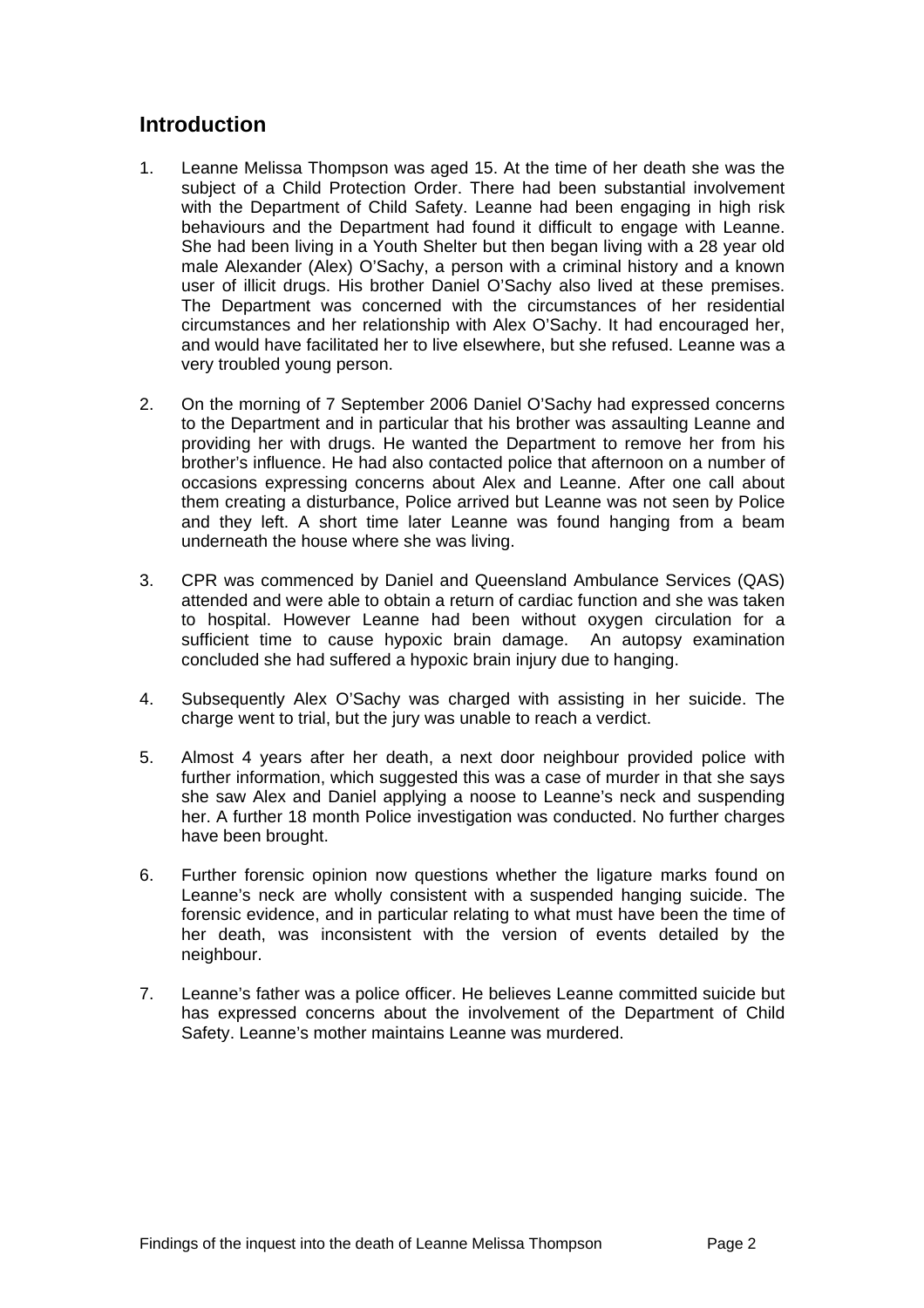## Introduction

1. Leanne Melissa Thompson was aged 15. At the time of her death she was the subject of a Child Protection Order. There had been substantial involvement with the Department of Child Safety. Leanne had been engaging in high risk behaviours and the Department had found it difficult to engage with Leanne. She had been living in a Youth Shelter but then began living with a 28 year old male Alexander (Alex) O'Sachy, a person with a criminal history and a known user of illicit drugs. His brother Daniel O'Sachy also lived at these premises. The Department was concerned with the circumstances of her residential circumstances and her relationship with Alex O'Sachy. It had encouraged her, and would have facilitated her to live elsewhere, but she refused. Leanne was a very troubled young person.

2. On the morning of 7 September 2006 Daniel O'Sachy had expressed concerns to the Department and in particular that his brother was assaulting Leanne and providing her with drugs. He wanted the Department to remove her from his brother's influence. He had also contacted police that afternoon on a number of occasions expressing concerns about Alex and Leanne. After one call about them creating a disturbance, Police arrived but Leanne was not seen by Police and they left. A short time later Leanne was found hanging from a beam underneath the house where she was living.

3. CPR was commenced by Daniel and Queensland Ambulance Services (QAS) attended and were able to obtain a return of cardiac function and she was taken to hospital. However Leanne had been without oxygen circulation for a sufficient time to cause hypoxic brain damage. An autopsy examination concluded she had suffered a hypoxic brain injury due to hanging.

4. Subsequently Alex O'Sachy was charged with assisting in her suicide. The charge went to trial, but the jury was unable to reach a verdict.

5. Almost 4 years after her death, a next door neighbour provided police with further information, which suggested this was a case of murder in that she says she saw Alex and Daniel applying a noose to Leanne's neck and suspending her. A further 18 month Police investigation was conducted. No further charges have been brought.

6. Further forensic opinion now questions whether the ligature marks found on Leanne's neck are wholly consistent with a suspended hanging suicide. The forensic evidence, and in particular relating to what must have been the time of her death, was inconsistent with the version of events detailed by the neighbour.

7. Leanne's father was a police officer. He believes Leanne committed suicide but has expressed concerns about the involvement of the Department of Child Safety. Leanne's mother maintains Leanne was murdered.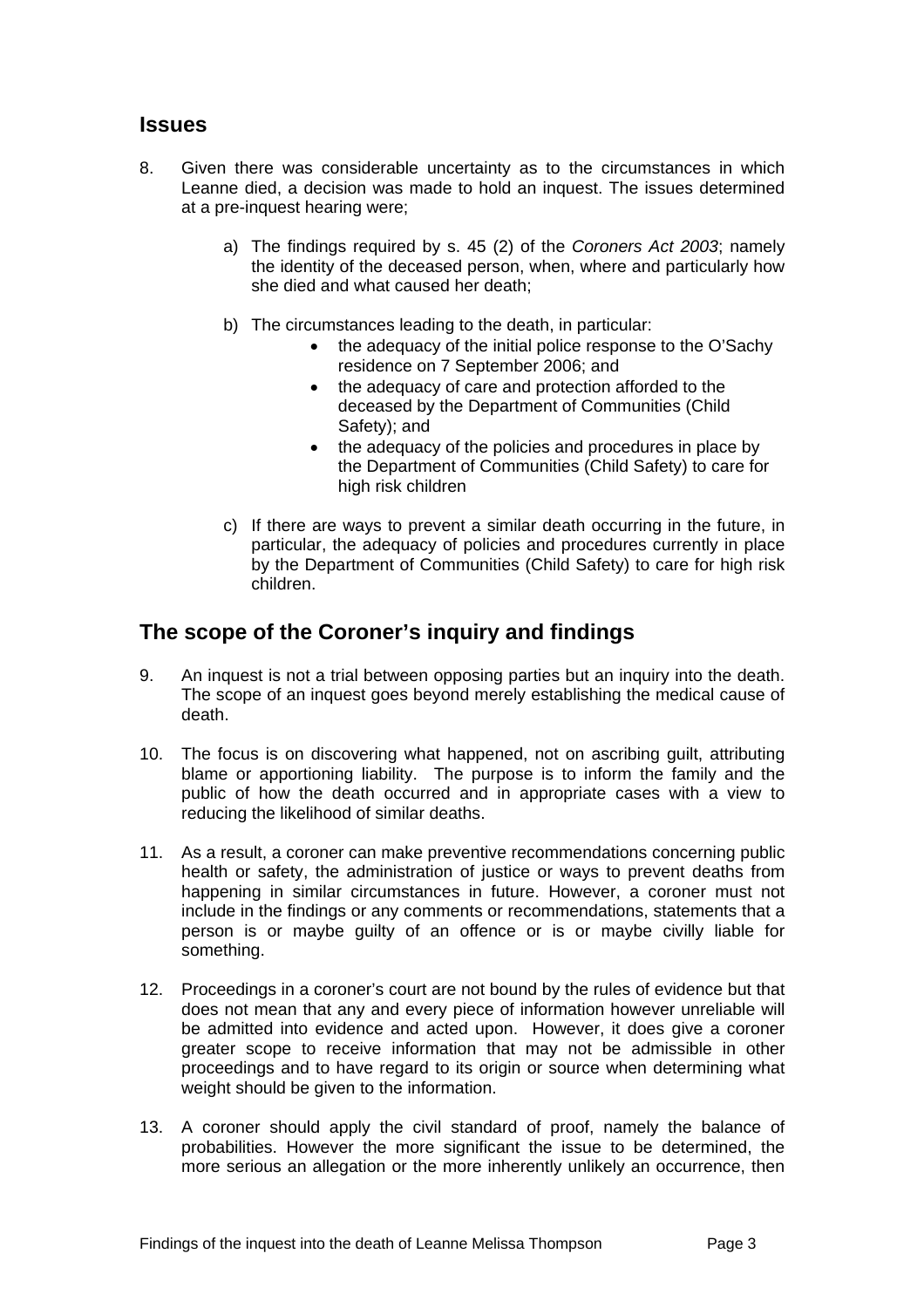## Issues

8. Given there was considerable uncertainty as to the circumstances in which Leanne died, a decision was made to hold an inquest. The issues determined at a pre-inquest hearing were;

    a) The findings required by s. 45 (2) of the *Coroners Act 2003*; namely the identity of the deceased person, when, where and particularly how she died and what caused her death;

    b) The circumstances leading to the death, in particular:
        - the adequacy of the initial police response to the O'Sachy residence on 7 September 2006; and
        - the adequacy of care and protection afforded to the deceased by the Department of Communities (Child Safety); and
        - the adequacy of the policies and procedures in place by the Department of Communities (Child Safety) to care for high risk children

    c) If there are ways to prevent a similar death occurring in the future, in particular, the adequacy of policies and procedures currently in place by the Department of Communities (Child Safety) to care for high risk children.

## The scope of the Coroner's inquiry and findings

9. An inquest is not a trial between opposing parties but an inquiry into the death. The scope of an inquest goes beyond merely establishing the medical cause of death.

10. The focus is on discovering what happened, not on ascribing guilt, attributing blame or apportioning liability. The purpose is to inform the family and the public of how the death occurred and in appropriate cases with a view to reducing the likelihood of similar deaths.

11. As a result, a coroner can make preventive recommendations concerning public health or safety, the administration of justice or ways to prevent deaths from happening in similar circumstances in future. However, a coroner must not include in the findings or any comments or recommendations, statements that a person is or maybe guilty of an offence or is or maybe civilly liable for something.

12. Proceedings in a coroner's court are not bound by the rules of evidence but that does not mean that any and every piece of information however unreliable will be admitted into evidence and acted upon. However, it does give a coroner greater scope to receive information that may not be admissible in other proceedings and to have regard to its origin or source when determining what weight should be given to the information.

13. A coroner should apply the civil standard of proof, namely the balance of probabilities. However the more significant the issue to be determined, the more serious an allegation or the more inherently unlikely an occurrence, then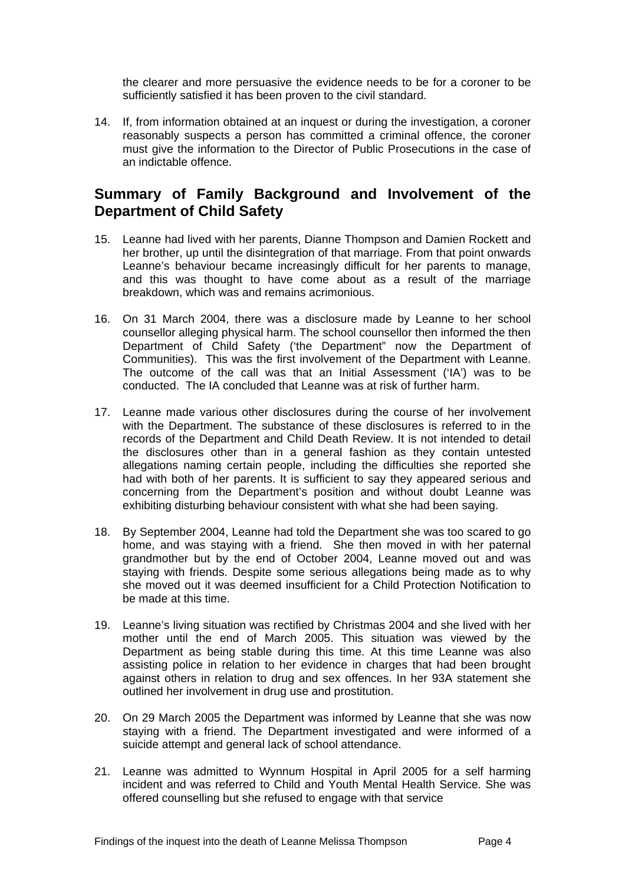the clearer and more persuasive the evidence needs to be for a coroner to be sufficiently satisfied it has been proven to the civil standard.

14. If, from information obtained at an inquest or during the investigation, a coroner reasonably suspects a person has committed a criminal offence, the coroner must give the information to the Director of Public Prosecutions in the case of an indictable offence.

## Summary of Family Background and Involvement of the Department of Child Safety

15. Leanne had lived with her parents, Dianne Thompson and Damien Rockett and her brother, up until the disintegration of that marriage. From that point onwards Leanne's behaviour became increasingly difficult for her parents to manage, and this was thought to have come about as a result of the marriage breakdown, which was and remains acrimonious.

16. On 31 March 2004, there was a disclosure made by Leanne to her school counsellor alleging physical harm. The school counsellor then informed the then Department of Child Safety ('the Department" now the Department of Communities). This was the first involvement of the Department with Leanne. The outcome of the call was that an Initial Assessment ('IA') was to be conducted. The IA concluded that Leanne was at risk of further harm.

17. Leanne made various other disclosures during the course of her involvement with the Department. The substance of these disclosures is referred to in the records of the Department and Child Death Review. It is not intended to detail the disclosures other than in a general fashion as they contain untested allegations naming certain people, including the difficulties she reported she had with both of her parents. It is sufficient to say they appeared serious and concerning from the Department's position and without doubt Leanne was exhibiting disturbing behaviour consistent with what she had been saying.

18. By September 2004, Leanne had told the Department she was too scared to go home, and was staying with a friend. She then moved in with her paternal grandmother but by the end of October 2004, Leanne moved out and was staying with friends. Despite some serious allegations being made as to why she moved out it was deemed insufficient for a Child Protection Notification to be made at this time.

19. Leanne's living situation was rectified by Christmas 2004 and she lived with her mother until the end of March 2005. This situation was viewed by the Department as being stable during this time. At this time Leanne was also assisting police in relation to her evidence in charges that had been brought against others in relation to drug and sex offences. In her 93A statement she outlined her involvement in drug use and prostitution.

20. On 29 March 2005 the Department was informed by Leanne that she was now staying with a friend. The Department investigated and were informed of a suicide attempt and general lack of school attendance.

21. Leanne was admitted to Wynnum Hospital in April 2005 for a self harming incident and was referred to Child and Youth Mental Health Service. She was offered counselling but she refused to engage with that service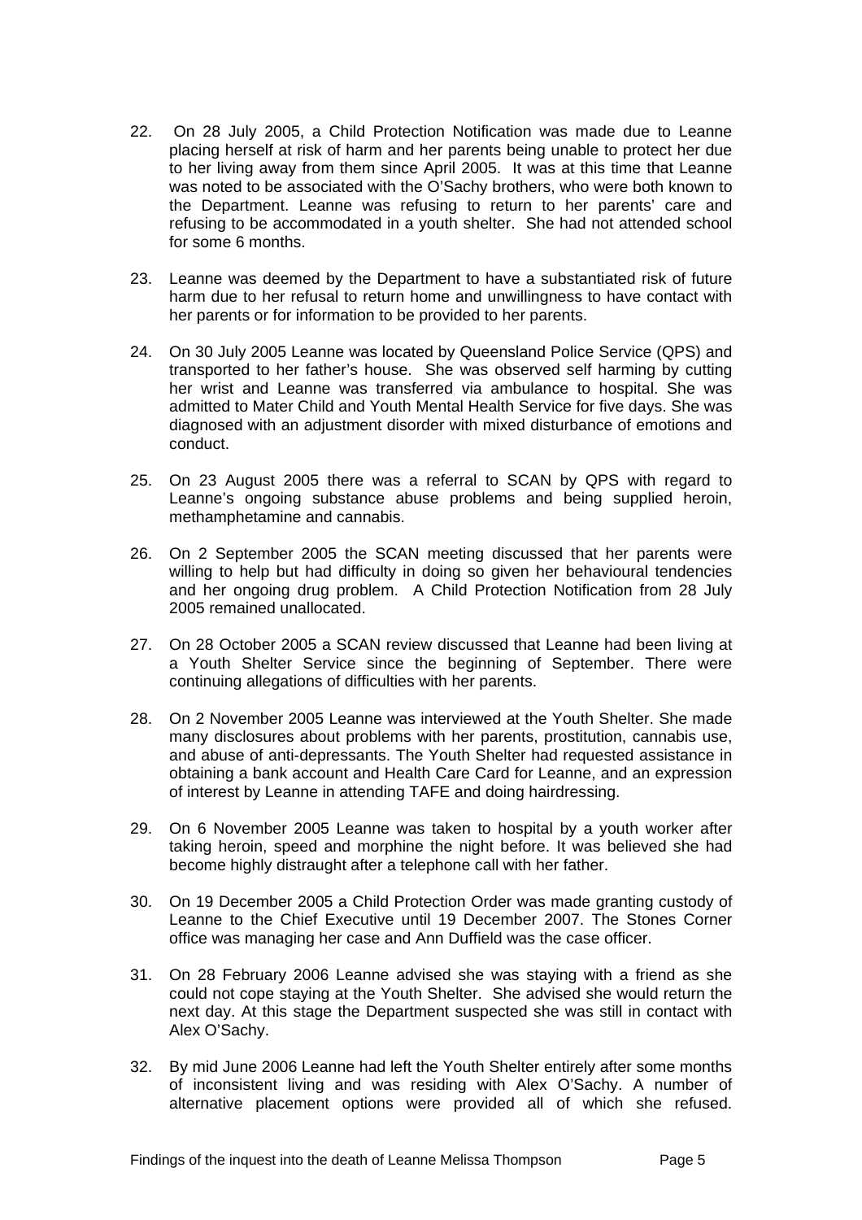22. On 28 July 2005, a Child Protection Notification was made due to Leanne placing herself at risk of harm and her parents being unable to protect her due to her living away from them since April 2005. It was at this time that Leanne was noted to be associated with the O'Sachy brothers, who were both known to the Department. Leanne was refusing to return to her parents' care and refusing to be accommodated in a youth shelter. She had not attended school for some 6 months.

23. Leanne was deemed by the Department to have a substantiated risk of future harm due to her refusal to return home and unwillingness to have contact with her parents or for information to be provided to her parents.

24. On 30 July 2005 Leanne was located by Queensland Police Service (QPS) and transported to her father's house. She was observed self harming by cutting her wrist and Leanne was transferred via ambulance to hospital. She was admitted to Mater Child and Youth Mental Health Service for five days. She was diagnosed with an adjustment disorder with mixed disturbance of emotions and conduct.

25. On 23 August 2005 there was a referral to SCAN by QPS with regard to Leanne's ongoing substance abuse problems and being supplied heroin, methamphetamine and cannabis.

26. On 2 September 2005 the SCAN meeting discussed that her parents were willing to help but had difficulty in doing so given her behavioural tendencies and her ongoing drug problem. A Child Protection Notification from 28 July 2005 remained unallocated.

27. On 28 October 2005 a SCAN review discussed that Leanne had been living at a Youth Shelter Service since the beginning of September. There were continuing allegations of difficulties with her parents.

28. On 2 November 2005 Leanne was interviewed at the Youth Shelter. She made many disclosures about problems with her parents, prostitution, cannabis use, and abuse of anti-depressants. The Youth Shelter had requested assistance in obtaining a bank account and Health Care Card for Leanne, and an expression of interest by Leanne in attending TAFE and doing hairdressing.

29. On 6 November 2005 Leanne was taken to hospital by a youth worker after taking heroin, speed and morphine the night before. It was believed she had become highly distraught after a telephone call with her father.

30. On 19 December 2005 a Child Protection Order was made granting custody of Leanne to the Chief Executive until 19 December 2007. The Stones Corner office was managing her case and Ann Duffield was the case officer.

31. On 28 February 2006 Leanne advised she was staying with a friend as she could not cope staying at the Youth Shelter. She advised she would return the next day. At this stage the Department suspected she was still in contact with Alex O'Sachy.

32. By mid June 2006 Leanne had left the Youth Shelter entirely after some months of inconsistent living and was residing with Alex O'Sachy. A number of alternative placement options were provided all of which she refused.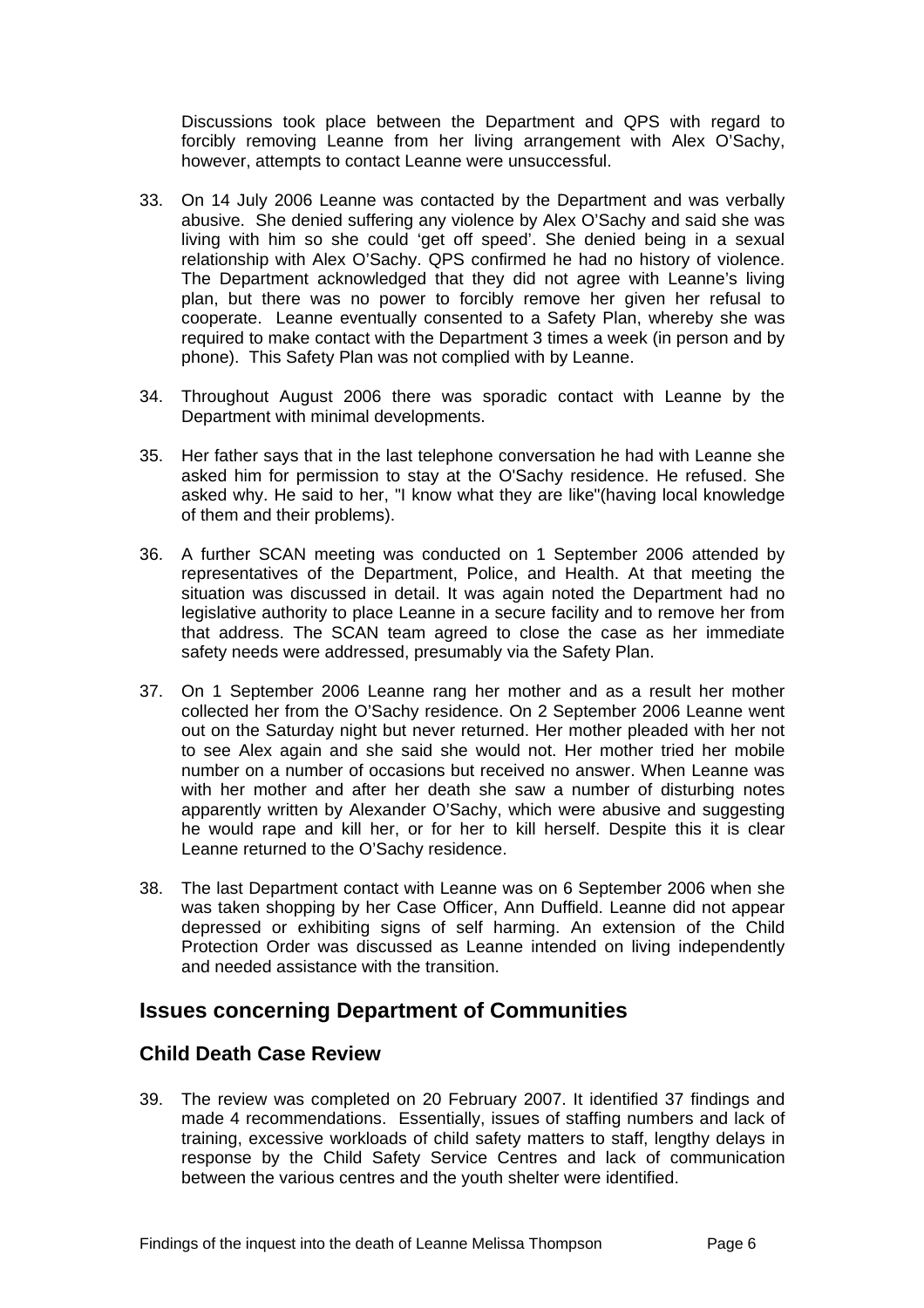Discussions took place between the Department and QPS with regard to forcibly removing Leanne from her living arrangement with Alex O'Sachy, however, attempts to contact Leanne were unsuccessful.

33. On 14 July 2006 Leanne was contacted by the Department and was verbally abusive. She denied suffering any violence by Alex O'Sachy and said she was living with him so she could 'get off speed'. She denied being in a sexual relationship with Alex O'Sachy. QPS confirmed he had no history of violence. The Department acknowledged that they did not agree with Leanne's living plan, but there was no power to forcibly remove her given her refusal to cooperate. Leanne eventually consented to a Safety Plan, whereby she was required to make contact with the Department 3 times a week (in person and by phone). This Safety Plan was not complied with by Leanne.

34. Throughout August 2006 there was sporadic contact with Leanne by the Department with minimal developments.

35. Her father says that in the last telephone conversation he had with Leanne she asked him for permission to stay at the O'Sachy residence. He refused. She asked why. He said to her, "I know what they are like"(having local knowledge of them and their problems).

36. A further SCAN meeting was conducted on 1 September 2006 attended by representatives of the Department, Police, and Health. At that meeting the situation was discussed in detail. It was again noted the Department had no legislative authority to place Leanne in a secure facility and to remove her from that address. The SCAN team agreed to close the case as her immediate safety needs were addressed, presumably via the Safety Plan.

37. On 1 September 2006 Leanne rang her mother and as a result her mother collected her from the O'Sachy residence. On 2 September 2006 Leanne went out on the Saturday night but never returned. Her mother pleaded with her not to see Alex again and she said she would not. Her mother tried her mobile number on a number of occasions but received no answer. When Leanne was with her mother and after her death she saw a number of disturbing notes apparently written by Alexander O'Sachy, which were abusive and suggesting he would rape and kill her, or for her to kill herself. Despite this it is clear Leanne returned to the O'Sachy residence.

38. The last Department contact with Leanne was on 6 September 2006 when she was taken shopping by her Case Officer, Ann Duffield. Leanne did not appear depressed or exhibiting signs of self harming. An extension of the Child Protection Order was discussed as Leanne intended on living independently and needed assistance with the transition.

## Issues concerning Department of Communities

### Child Death Case Review

39. The review was completed on 20 February 2007. It identified 37 findings and made 4 recommendations. Essentially, issues of staffing numbers and lack of training, excessive workloads of child safety matters to staff, lengthy delays in response by the Child Safety Service Centres and lack of communication between the various centres and the youth shelter were identified.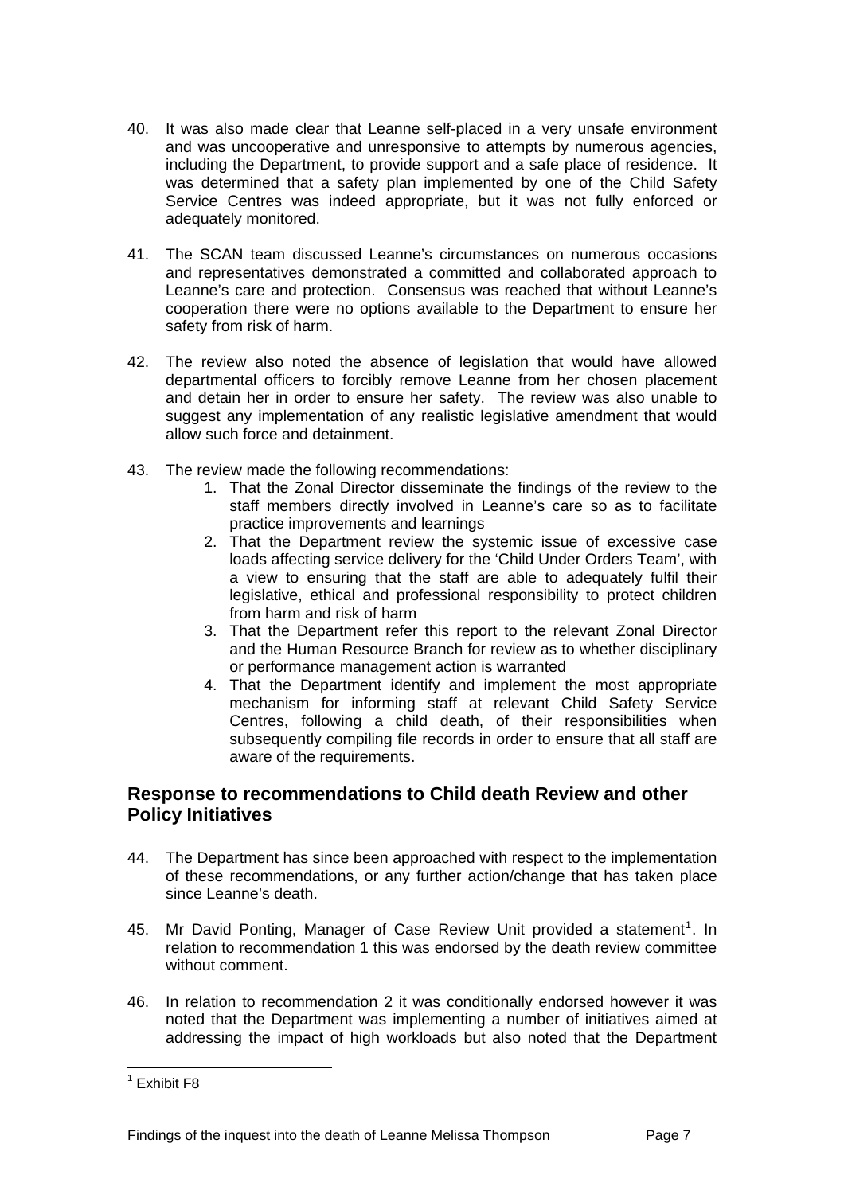40. It was also made clear that Leanne self-placed in a very unsafe environment and was uncooperative and unresponsive to attempts by numerous agencies, including the Department, to provide support and a safe place of residence. It was determined that a safety plan implemented by one of the Child Safety Service Centres was indeed appropriate, but it was not fully enforced or adequately monitored.

41. The SCAN team discussed Leanne's circumstances on numerous occasions and representatives demonstrated a committed and collaborated approach to Leanne's care and protection. Consensus was reached that without Leanne's cooperation there were no options available to the Department to ensure her safety from risk of harm.

42. The review also noted the absence of legislation that would have allowed departmental officers to forcibly remove Leanne from her chosen placement and detain her in order to ensure her safety. The review was also unable to suggest any implementation of any realistic legislative amendment that would allow such force and detainment.

43. The review made the following recommendations:
    1. That the Zonal Director disseminate the findings of the review to the staff members directly involved in Leanne's care so as to facilitate practice improvements and learnings
    2. That the Department review the systemic issue of excessive case loads affecting service delivery for the 'Child Under Orders Team', with a view to ensuring that the staff are able to adequately fulfil their legislative, ethical and professional responsibility to protect children from harm and risk of harm
    3. That the Department refer this report to the relevant Zonal Director and the Human Resource Branch for review as to whether disciplinary or performance management action is warranted
    4. That the Department identify and implement the most appropriate mechanism for informing staff at relevant Child Safety Service Centres, following a child death, of their responsibilities when subsequently compiling file records in order to ensure that all staff are aware of the requirements.

## Response to recommendations to Child death Review and other Policy Initiatives

44. The Department has since been approached with respect to the implementation of these recommendations, or any further action/change that has taken place since Leanne's death.

45. Mr David Ponting, Manager of Case Review Unit provided a statement[1]. In relation to recommendation 1 this was endorsed by the death review committee without comment.

46. In relation to recommendation 2 it was conditionally endorsed however it was noted that the Department was implementing a number of initiatives aimed at addressing the impact of high workloads but also noted that the Department

[1] Exhibit F8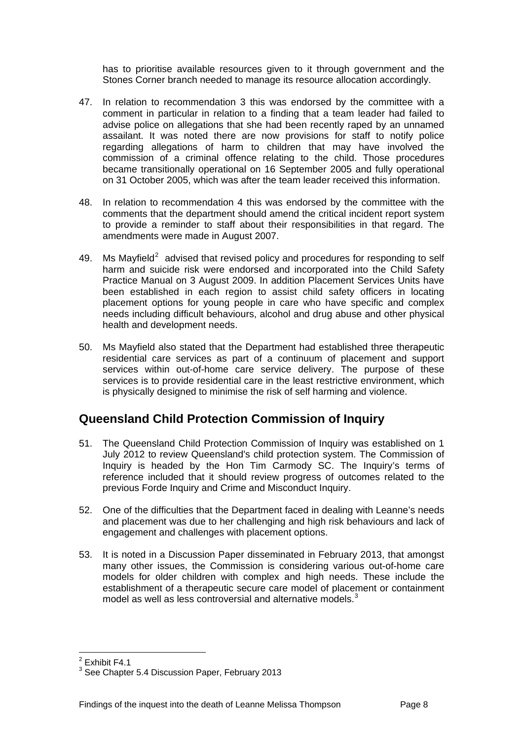has to prioritise available resources given to it through government and the Stones Corner branch needed to manage its resource allocation accordingly.

47. In relation to recommendation 3 this was endorsed by the committee with a comment in particular in relation to a finding that a team leader had failed to advise police on allegations that she had been recently raped by an unnamed assailant. It was noted there are now provisions for staff to notify police regarding allegations of harm to children that may have involved the commission of a criminal offence relating to the child. Those procedures became transitionally operational on 16 September 2005 and fully operational on 31 October 2005, which was after the team leader received this information.

48. In relation to recommendation 4 this was endorsed by the committee with the comments that the department should amend the critical incident report system to provide a reminder to staff about their responsibilities in that regard. The amendments were made in August 2007.

49. Ms Mayfield[2] advised that revised policy and procedures for responding to self harm and suicide risk were endorsed and incorporated into the Child Safety Practice Manual on 3 August 2009. In addition Placement Services Units have been established in each region to assist child safety officers in locating placement options for young people in care who have specific and complex needs including difficult behaviours, alcohol and drug abuse and other physical health and development needs.

50. Ms Mayfield also stated that the Department had established three therapeutic residential care services as part of a continuum of placement and support services within out-of-home care service delivery. The purpose of these services is to provide residential care in the least restrictive environment, which is physically designed to minimise the risk of self harming and violence.

## Queensland Child Protection Commission of Inquiry

51. The Queensland Child Protection Commission of Inquiry was established on 1 July 2012 to review Queensland's child protection system. The Commission of Inquiry is headed by the Hon Tim Carmody SC. The Inquiry's terms of reference included that it should review progress of outcomes related to the previous Forde Inquiry and Crime and Misconduct Inquiry.

52. One of the difficulties that the Department faced in dealing with Leanne's needs and placement was due to her challenging and high risk behaviours and lack of engagement and challenges with placement options.

53. It is noted in a Discussion Paper disseminated in February 2013, that amongst many other issues, the Commission is considering various out-of-home care models for older children with complex and high needs. These include the establishment of a therapeutic secure care model of placement or containment model as well as less controversial and alternative models.[3]

---

[2] Exhibit F4.1

[3] See Chapter 5.4 Discussion Paper, February 2013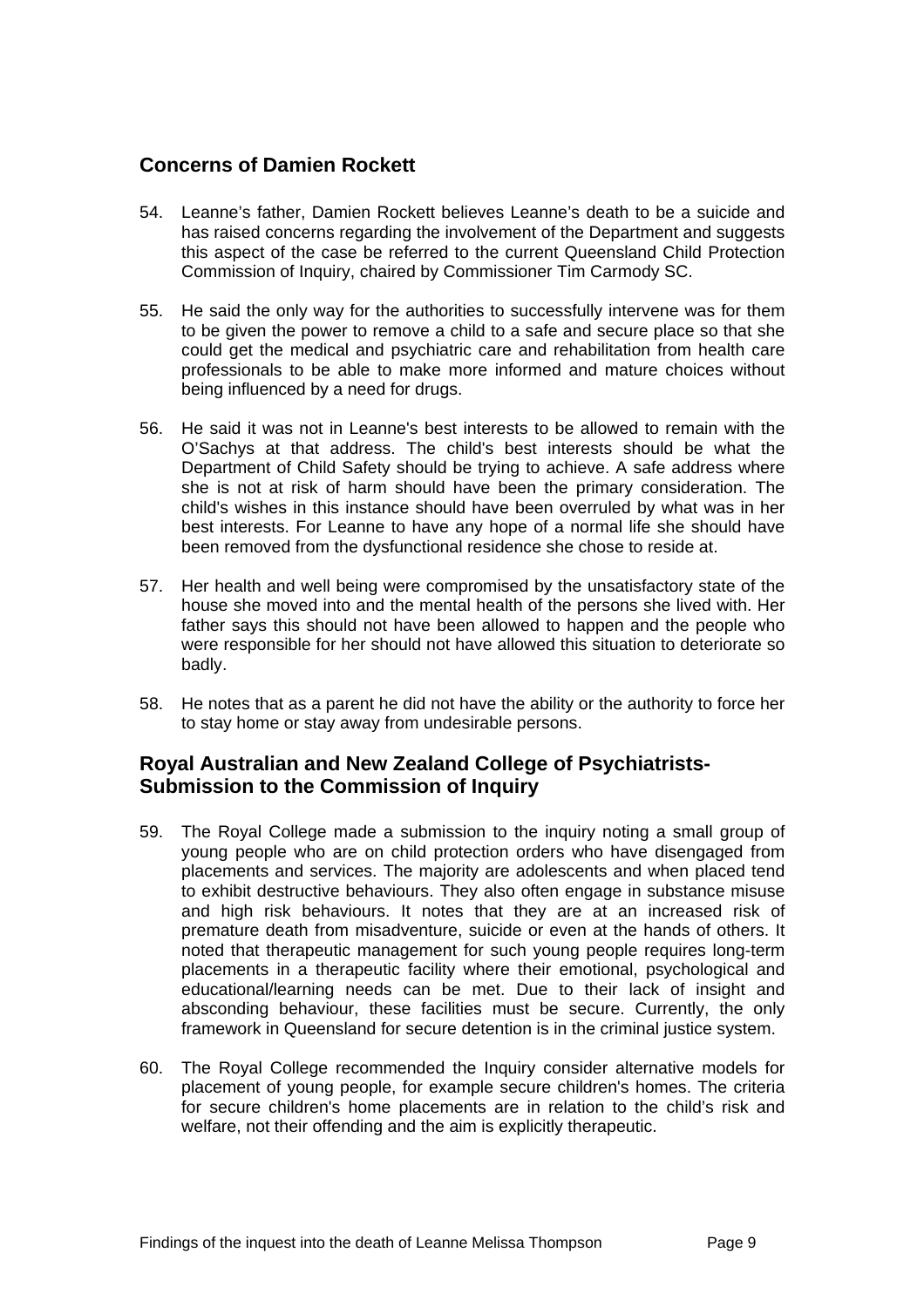## Concerns of Damien Rockett

54. Leanne's father, Damien Rockett believes Leanne's death to be a suicide and has raised concerns regarding the involvement of the Department and suggests this aspect of the case be referred to the current Queensland Child Protection Commission of Inquiry, chaired by Commissioner Tim Carmody SC.

55. He said the only way for the authorities to successfully intervene was for them to be given the power to remove a child to a safe and secure place so that she could get the medical and psychiatric care and rehabilitation from health care professionals to be able to make more informed and mature choices without being influenced by a need for drugs.

56. He said it was not in Leanne's best interests to be allowed to remain with the O'Sachys at that address. The child's best interests should be what the Department of Child Safety should be trying to achieve. A safe address where she is not at risk of harm should have been the primary consideration. The child's wishes in this instance should have been overruled by what was in her best interests. For Leanne to have any hope of a normal life she should have been removed from the dysfunctional residence she chose to reside at.

57. Her health and well being were compromised by the unsatisfactory state of the house she moved into and the mental health of the persons she lived with. Her father says this should not have been allowed to happen and the people who were responsible for her should not have allowed this situation to deteriorate so badly.

58. He notes that as a parent he did not have the ability or the authority to force her to stay home or stay away from undesirable persons.

## Royal Australian and New Zealand College of Psychiatrists-Submission to the Commission of Inquiry

59. The Royal College made a submission to the inquiry noting a small group of young people who are on child protection orders who have disengaged from placements and services. The majority are adolescents and when placed tend to exhibit destructive behaviours. They also often engage in substance misuse and high risk behaviours. It notes that they are at an increased risk of premature death from misadventure, suicide or even at the hands of others. It noted that therapeutic management for such young people requires long-term placements in a therapeutic facility where their emotional, psychological and educational/learning needs can be met. Due to their lack of insight and absconding behaviour, these facilities must be secure. Currently, the only framework in Queensland for secure detention is in the criminal justice system.

60. The Royal College recommended the Inquiry consider alternative models for placement of young people, for example secure children's homes. The criteria for secure children's home placements are in relation to the child's risk and welfare, not their offending and the aim is explicitly therapeutic.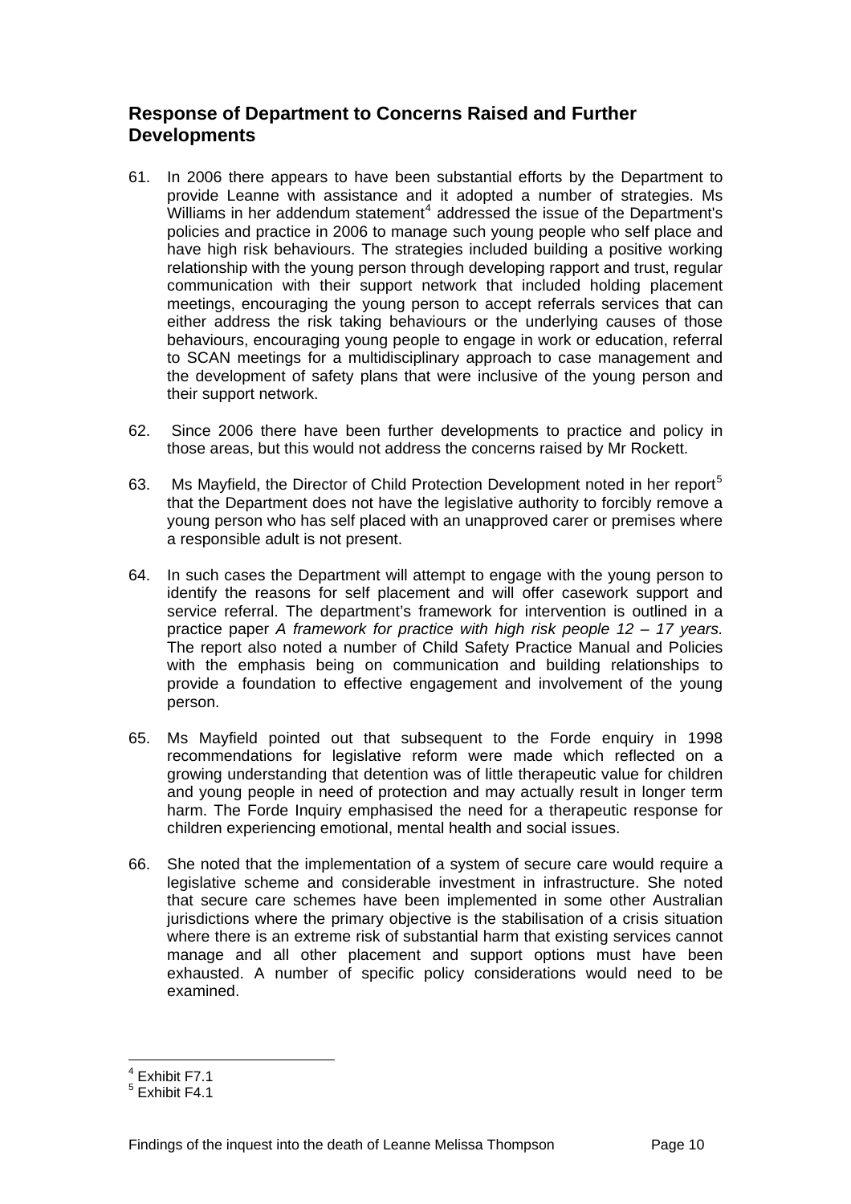## Response of Department to Concerns Raised and Further Developments

61. In 2006 there appears to have been substantial efforts by the Department to provide Leanne with assistance and it adopted a number of strategies. Ms Williams in her addendum statement[4] addressed the issue of the Department's policies and practice in 2006 to manage such young people who self place and have high risk behaviours. The strategies included building a positive working relationship with the young person through developing rapport and trust, regular communication with their support network that included holding placement meetings, encouraging the young person to accept referrals services that can either address the risk taking behaviours or the underlying causes of those behaviours, encouraging young people to engage in work or education, referral to SCAN meetings for a multidisciplinary approach to case management and the development of safety plans that were inclusive of the young person and their support network.

62. Since 2006 there have been further developments to practice and policy in those areas, but this would not address the concerns raised by Mr Rockett.

63. Ms Mayfield, the Director of Child Protection Development noted in her report[5] that the Department does not have the legislative authority to forcibly remove a young person who has self placed with an unapproved carer or premises where a responsible adult is not present.

64. In such cases the Department will attempt to engage with the young person to identify the reasons for self placement and will offer casework support and service referral. The department's framework for intervention is outlined in a practice paper *A framework for practice with high risk people 12 – 17 years.* The report also noted a number of Child Safety Practice Manual and Policies with the emphasis being on communication and building relationships to provide a foundation to effective engagement and involvement of the young person.

65. Ms Mayfield pointed out that subsequent to the Forde enquiry in 1998 recommendations for legislative reform were made which reflected on a growing understanding that detention was of little therapeutic value for children and young people in need of protection and may actually result in longer term harm. The Forde Inquiry emphasised the need for a therapeutic response for children experiencing emotional, mental health and social issues.

66. She noted that the implementation of a system of secure care would require a legislative scheme and considerable investment in infrastructure. She noted that secure care schemes have been implemented in some other Australian jurisdictions where the primary objective is the stabilisation of a crisis situation where there is an extreme risk of substantial harm that existing services cannot manage and all other placement and support options must have been exhausted. A number of specific policy considerations would need to be examined.

---

[4] Exhibit F7.1
[5] Exhibit F4.1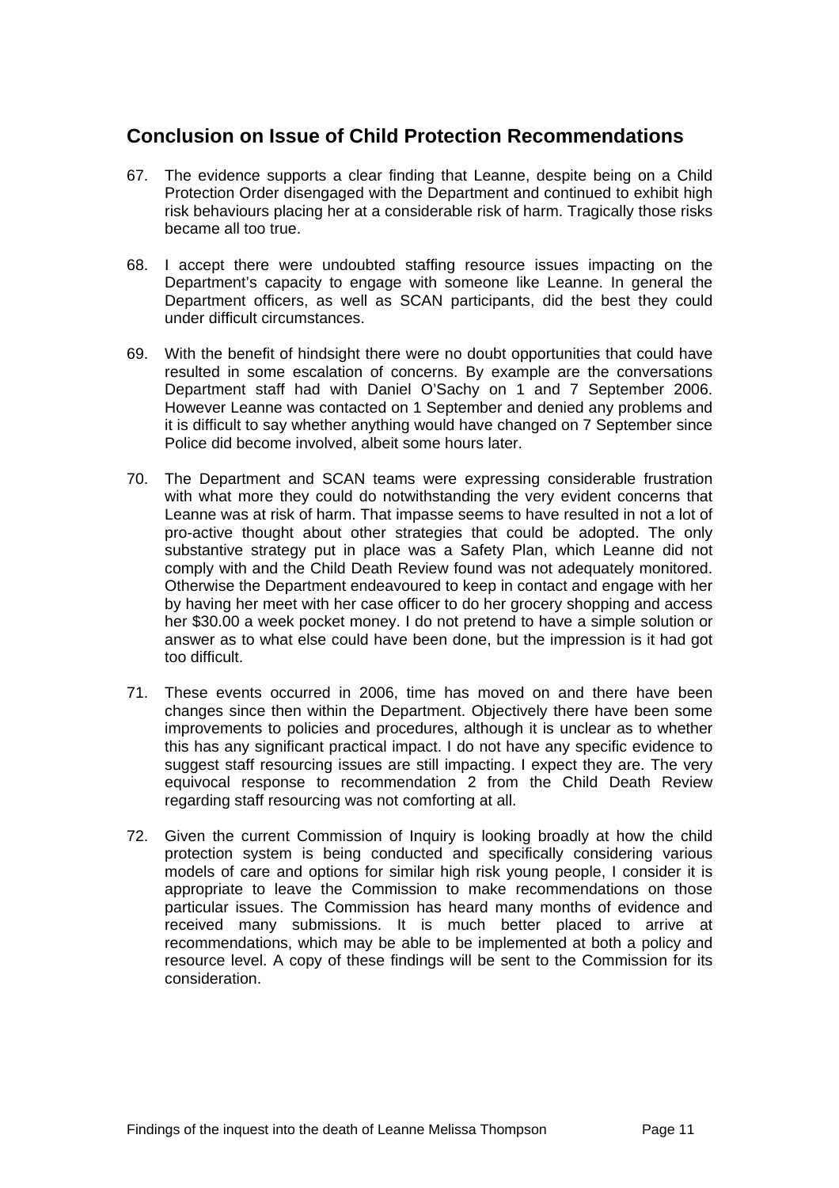## Conclusion on Issue of Child Protection Recommendations

67. The evidence supports a clear finding that Leanne, despite being on a Child Protection Order disengaged with the Department and continued to exhibit high risk behaviours placing her at a considerable risk of harm. Tragically those risks became all too true.

68. I accept there were undoubted staffing resource issues impacting on the Department's capacity to engage with someone like Leanne. In general the Department officers, as well as SCAN participants, did the best they could under difficult circumstances.

69. With the benefit of hindsight there were no doubt opportunities that could have resulted in some escalation of concerns. By example are the conversations Department staff had with Daniel O'Sachy on 1 and 7 September 2006. However Leanne was contacted on 1 September and denied any problems and it is difficult to say whether anything would have changed on 7 September since Police did become involved, albeit some hours later.

70. The Department and SCAN teams were expressing considerable frustration with what more they could do notwithstanding the very evident concerns that Leanne was at risk of harm. That impasse seems to have resulted in not a lot of pro-active thought about other strategies that could be adopted. The only substantive strategy put in place was a Safety Plan, which Leanne did not comply with and the Child Death Review found was not adequately monitored. Otherwise the Department endeavoured to keep in contact and engage with her by having her meet with her case officer to do her grocery shopping and access her $30.00 a week pocket money. I do not pretend to have a simple solution or answer as to what else could have been done, but the impression is it had got too difficult.

71. These events occurred in 2006, time has moved on and there have been changes since then within the Department. Objectively there have been some improvements to policies and procedures, although it is unclear as to whether this has any significant practical impact. I do not have any specific evidence to suggest staff resourcing issues are still impacting. I expect they are. The very equivocal response to recommendation 2 from the Child Death Review regarding staff resourcing was not comforting at all.

72. Given the current Commission of Inquiry is looking broadly at how the child protection system is being conducted and specifically considering various models of care and options for similar high risk young people, I consider it is appropriate to leave the Commission to make recommendations on those particular issues. The Commission has heard many months of evidence and received many submissions. It is much better placed to arrive at recommendations, which may be able to be implemented at both a policy and resource level. A copy of these findings will be sent to the Commission for its consideration.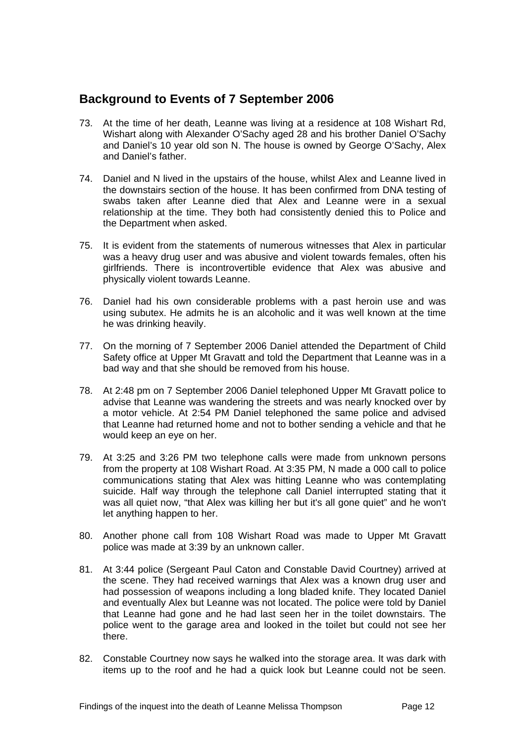## Background to Events of 7 September 2006

73. At the time of her death, Leanne was living at a residence at 108 Wishart Rd, Wishart along with Alexander O'Sachy aged 28 and his brother Daniel O'Sachy and Daniel's 10 year old son N. The house is owned by George O'Sachy, Alex and Daniel's father.

74. Daniel and N lived in the upstairs of the house, whilst Alex and Leanne lived in the downstairs section of the house. It has been confirmed from DNA testing of swabs taken after Leanne died that Alex and Leanne were in a sexual relationship at the time. They both had consistently denied this to Police and the Department when asked.

75. It is evident from the statements of numerous witnesses that Alex in particular was a heavy drug user and was abusive and violent towards females, often his girlfriends. There is incontrovertible evidence that Alex was abusive and physically violent towards Leanne.

76. Daniel had his own considerable problems with a past heroin use and was using subutex. He admits he is an alcoholic and it was well known at the time he was drinking heavily.

77. On the morning of 7 September 2006 Daniel attended the Department of Child Safety office at Upper Mt Gravatt and told the Department that Leanne was in a bad way and that she should be removed from his house.

78. At 2:48 pm on 7 September 2006 Daniel telephoned Upper Mt Gravatt police to advise that Leanne was wandering the streets and was nearly knocked over by a motor vehicle. At 2:54 PM Daniel telephoned the same police and advised that Leanne had returned home and not to bother sending a vehicle and that he would keep an eye on her.

79. At 3:25 and 3:26 PM two telephone calls were made from unknown persons from the property at 108 Wishart Road. At 3:35 PM, N made a 000 call to police communications stating that Alex was hitting Leanne who was contemplating suicide. Half way through the telephone call Daniel interrupted stating that it was all quiet now, "that Alex was killing her but it's all gone quiet" and he won't let anything happen to her.

80. Another phone call from 108 Wishart Road was made to Upper Mt Gravatt police was made at 3:39 by an unknown caller.

81. At 3:44 police (Sergeant Paul Caton and Constable David Courtney) arrived at the scene. They had received warnings that Alex was a known drug user and had possession of weapons including a long bladed knife. They located Daniel and eventually Alex but Leanne was not located. The police were told by Daniel that Leanne had gone and he had last seen her in the toilet downstairs. The police went to the garage area and looked in the toilet but could not see her there.

82. Constable Courtney now says he walked into the storage area. It was dark with items up to the roof and he had a quick look but Leanne could not be seen.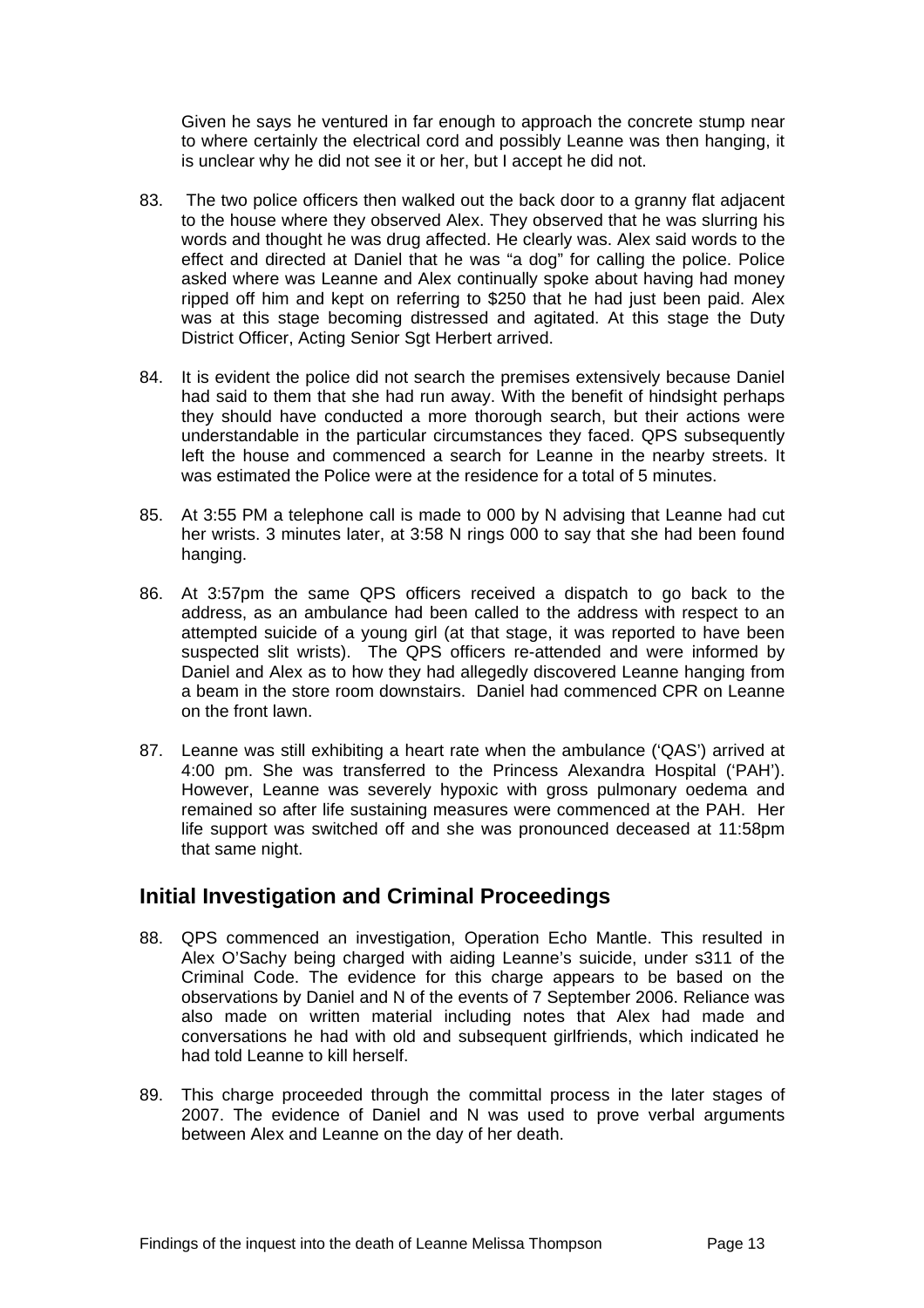Given he says he ventured in far enough to approach the concrete stump near to where certainly the electrical cord and possibly Leanne was then hanging, it is unclear why he did not see it or her, but I accept he did not.

83. The two police officers then walked out the back door to a granny flat adjacent to the house where they observed Alex. They observed that he was slurring his words and thought he was drug affected. He clearly was. Alex said words to the effect and directed at Daniel that he was "a dog" for calling the police. Police asked where was Leanne and Alex continually spoke about having had money ripped off him and kept on referring to $250 that he had just been paid. Alex was at this stage becoming distressed and agitated. At this stage the Duty District Officer, Acting Senior Sgt Herbert arrived.

84. It is evident the police did not search the premises extensively because Daniel had said to them that she had run away. With the benefit of hindsight perhaps they should have conducted a more thorough search, but their actions were understandable in the particular circumstances they faced. QPS subsequently left the house and commenced a search for Leanne in the nearby streets. It was estimated the Police were at the residence for a total of 5 minutes.

85. At 3:55 PM a telephone call is made to 000 by N advising that Leanne had cut her wrists. 3 minutes later, at 3:58 N rings 000 to say that she had been found hanging.

86. At 3:57pm the same QPS officers received a dispatch to go back to the address, as an ambulance had been called to the address with respect to an attempted suicide of a young girl (at that stage, it was reported to have been suspected slit wrists). The QPS officers re-attended and were informed by Daniel and Alex as to how they had allegedly discovered Leanne hanging from a beam in the store room downstairs. Daniel had commenced CPR on Leanne on the front lawn.

87. Leanne was still exhibiting a heart rate when the ambulance ('QAS') arrived at 4:00 pm. She was transferred to the Princess Alexandra Hospital ('PAH'). However, Leanne was severely hypoxic with gross pulmonary oedema and remained so after life sustaining measures were commenced at the PAH. Her life support was switched off and she was pronounced deceased at 11:58pm that same night.

## Initial Investigation and Criminal Proceedings

88. QPS commenced an investigation, Operation Echo Mantle. This resulted in Alex O'Sachy being charged with aiding Leanne's suicide, under s311 of the Criminal Code. The evidence for this charge appears to be based on the observations by Daniel and N of the events of 7 September 2006. Reliance was also made on written material including notes that Alex had made and conversations he had with old and subsequent girlfriends, which indicated he had told Leanne to kill herself.

89. This charge proceeded through the committal process in the later stages of 2007. The evidence of Daniel and N was used to prove verbal arguments between Alex and Leanne on the day of her death.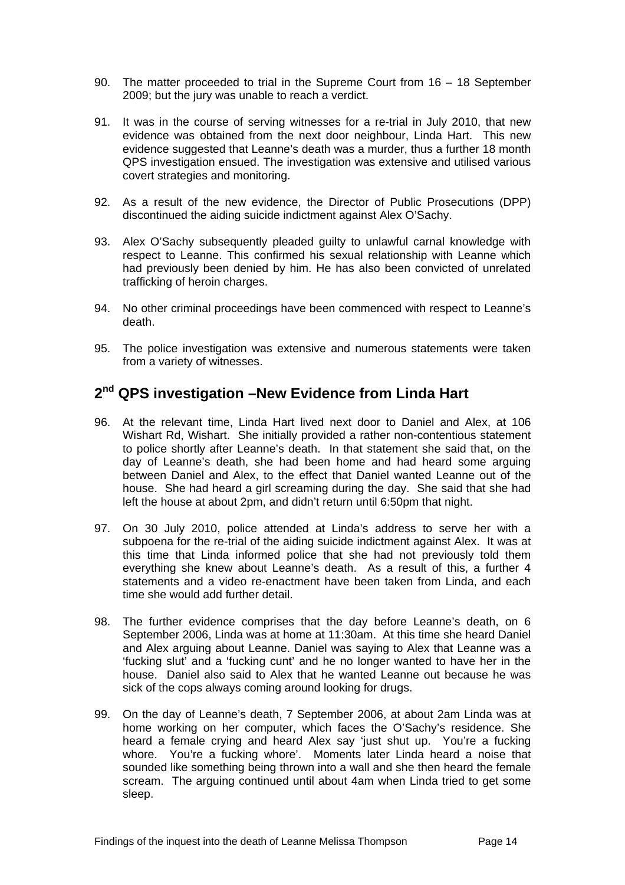90. The matter proceeded to trial in the Supreme Court from 16 – 18 September 2009; but the jury was unable to reach a verdict.

91. It was in the course of serving witnesses for a re-trial in July 2010, that new evidence was obtained from the next door neighbour, Linda Hart. This new evidence suggested that Leanne's death was a murder, thus a further 18 month QPS investigation ensued. The investigation was extensive and utilised various covert strategies and monitoring.

92. As a result of the new evidence, the Director of Public Prosecutions (DPP) discontinued the aiding suicide indictment against Alex O'Sachy.

93. Alex O'Sachy subsequently pleaded guilty to unlawful carnal knowledge with respect to Leanne. This confirmed his sexual relationship with Leanne which had previously been denied by him. He has also been convicted of unrelated trafficking of heroin charges.

94. No other criminal proceedings have been commenced with respect to Leanne's death.

95. The police investigation was extensive and numerous statements were taken from a variety of witnesses.

## 2nd QPS investigation –New Evidence from Linda Hart

96. At the relevant time, Linda Hart lived next door to Daniel and Alex, at 106 Wishart Rd, Wishart. She initially provided a rather non-contentious statement to police shortly after Leanne's death. In that statement she said that, on the day of Leanne's death, she had been home and had heard some arguing between Daniel and Alex, to the effect that Daniel wanted Leanne out of the house. She had heard a girl screaming during the day. She said that she had left the house at about 2pm, and didn't return until 6:50pm that night.

97. On 30 July 2010, police attended at Linda's address to serve her with a subpoena for the re-trial of the aiding suicide indictment against Alex. It was at this time that Linda informed police that she had not previously told them everything she knew about Leanne's death. As a result of this, a further 4 statements and a video re-enactment have been taken from Linda, and each time she would add further detail.

98. The further evidence comprises that the day before Leanne's death, on 6 September 2006, Linda was at home at 11:30am. At this time she heard Daniel and Alex arguing about Leanne. Daniel was saying to Alex that Leanne was a 'fucking slut' and a 'fucking cunt' and he no longer wanted to have her in the house. Daniel also said to Alex that he wanted Leanne out because he was sick of the cops always coming around looking for drugs.

99. On the day of Leanne's death, 7 September 2006, at about 2am Linda was at home working on her computer, which faces the O'Sachy's residence. She heard a female crying and heard Alex say 'just shut up. You're a fucking whore. You're a fucking whore'. Moments later Linda heard a noise that sounded like something being thrown into a wall and she then heard the female scream. The arguing continued until about 4am when Linda tried to get some sleep.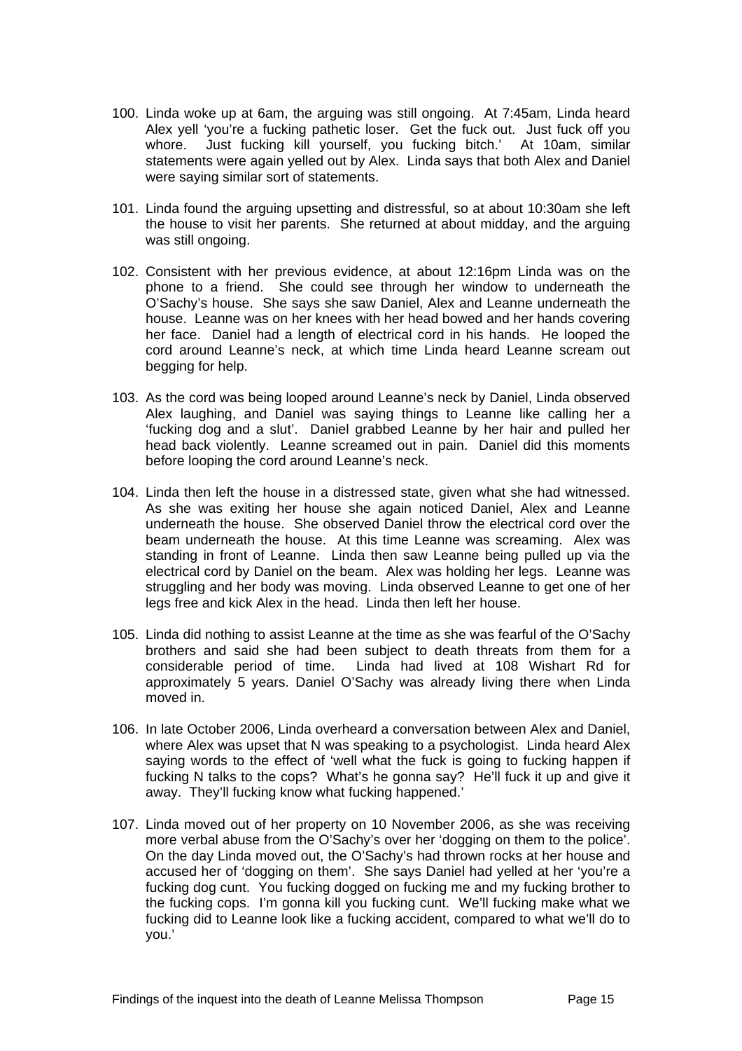100. Linda woke up at 6am, the arguing was still ongoing. At 7:45am, Linda heard Alex yell 'you're a fucking pathetic loser. Get the fuck out. Just fuck off you whore. Just fucking kill yourself, you fucking bitch.' At 10am, similar statements were again yelled out by Alex. Linda says that both Alex and Daniel were saying similar sort of statements.

101. Linda found the arguing upsetting and distressful, so at about 10:30am she left the house to visit her parents. She returned at about midday, and the arguing was still ongoing.

102. Consistent with her previous evidence, at about 12:16pm Linda was on the phone to a friend. She could see through her window to underneath the O'Sachy's house. She says she saw Daniel, Alex and Leanne underneath the house. Leanne was on her knees with her head bowed and her hands covering her face. Daniel had a length of electrical cord in his hands. He looped the cord around Leanne's neck, at which time Linda heard Leanne scream out begging for help.

103. As the cord was being looped around Leanne's neck by Daniel, Linda observed Alex laughing, and Daniel was saying things to Leanne like calling her a 'fucking dog and a slut'. Daniel grabbed Leanne by her hair and pulled her head back violently. Leanne screamed out in pain. Daniel did this moments before looping the cord around Leanne's neck.

104. Linda then left the house in a distressed state, given what she had witnessed. As she was exiting her house she again noticed Daniel, Alex and Leanne underneath the house. She observed Daniel throw the electrical cord over the beam underneath the house. At this time Leanne was screaming. Alex was standing in front of Leanne. Linda then saw Leanne being pulled up via the electrical cord by Daniel on the beam. Alex was holding her legs. Leanne was struggling and her body was moving. Linda observed Leanne to get one of her legs free and kick Alex in the head. Linda then left her house.

105. Linda did nothing to assist Leanne at the time as she was fearful of the O'Sachy brothers and said she had been subject to death threats from them for a considerable period of time. Linda had lived at 108 Wishart Rd for approximately 5 years. Daniel O'Sachy was already living there when Linda moved in.

106. In late October 2006, Linda overheard a conversation between Alex and Daniel, where Alex was upset that N was speaking to a psychologist. Linda heard Alex saying words to the effect of 'well what the fuck is going to fucking happen if fucking N talks to the cops? What's he gonna say? He'll fuck it up and give it away. They'll fucking know what fucking happened.'

107. Linda moved out of her property on 10 November 2006, as she was receiving more verbal abuse from the O'Sachy's over her 'dogging on them to the police'. On the day Linda moved out, the O'Sachy's had thrown rocks at her house and accused her of 'dogging on them'. She says Daniel had yelled at her 'you're a fucking dog cunt. You fucking dogged on fucking me and my fucking brother to the fucking cops. I'm gonna kill you fucking cunt. We'll fucking make what we fucking did to Leanne look like a fucking accident, compared to what we'll do to you.'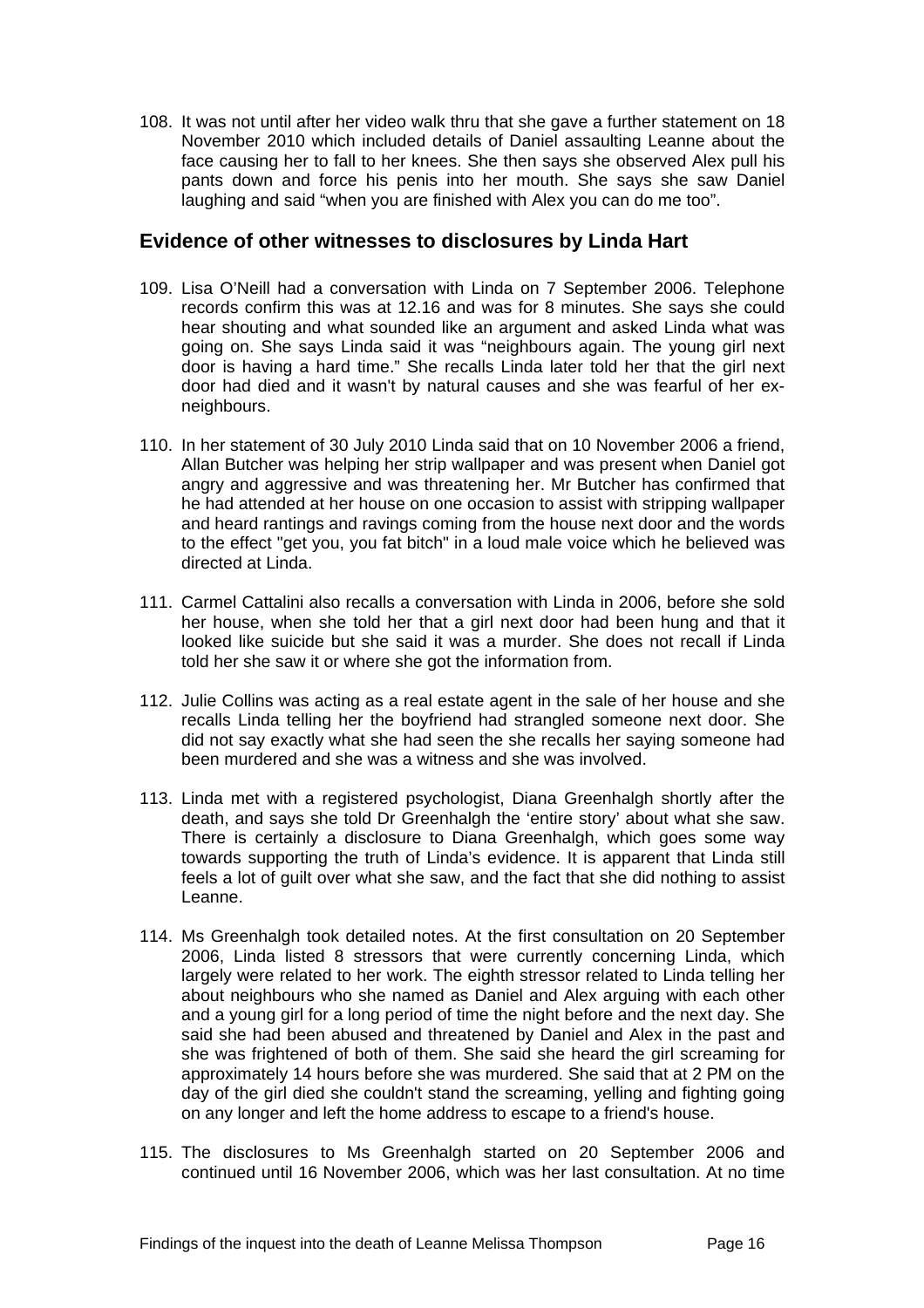108. It was not until after her video walk thru that she gave a further statement on 18 November 2010 which included details of Daniel assaulting Leanne about the face causing her to fall to her knees. She then says she observed Alex pull his pants down and force his penis into her mouth. She says she saw Daniel laughing and said "when you are finished with Alex you can do me too".

## Evidence of other witnesses to disclosures by Linda Hart

109. Lisa O'Neill had a conversation with Linda on 7 September 2006. Telephone records confirm this was at 12.16 and was for 8 minutes. She says she could hear shouting and what sounded like an argument and asked Linda what was going on. She says Linda said it was "neighbours again. The young girl next door is having a hard time." She recalls Linda later told her that the girl next door had died and it wasn't by natural causes and she was fearful of her ex-neighbours.

110. In her statement of 30 July 2010 Linda said that on 10 November 2006 a friend, Allan Butcher was helping her strip wallpaper and was present when Daniel got angry and aggressive and was threatening her. Mr Butcher has confirmed that he had attended at her house on one occasion to assist with stripping wallpaper and heard rantings and ravings coming from the house next door and the words to the effect "get you, you fat bitch" in a loud male voice which he believed was directed at Linda.

111. Carmel Cattalini also recalls a conversation with Linda in 2006, before she sold her house, when she told her that a girl next door had been hung and that it looked like suicide but she said it was a murder. She does not recall if Linda told her she saw it or where she got the information from.

112. Julie Collins was acting as a real estate agent in the sale of her house and she recalls Linda telling her the boyfriend had strangled someone next door. She did not say exactly what she had seen the she recalls her saying someone had been murdered and she was a witness and she was involved.

113. Linda met with a registered psychologist, Diana Greenhalgh shortly after the death, and says she told Dr Greenhalgh the 'entire story' about what she saw. There is certainly a disclosure to Diana Greenhalgh, which goes some way towards supporting the truth of Linda's evidence. It is apparent that Linda still feels a lot of guilt over what she saw, and the fact that she did nothing to assist Leanne.

114. Ms Greenhalgh took detailed notes. At the first consultation on 20 September 2006, Linda listed 8 stressors that were currently concerning Linda, which largely were related to her work. The eighth stressor related to Linda telling her about neighbours who she named as Daniel and Alex arguing with each other and a young girl for a long period of time the night before and the next day. She said she had been abused and threatened by Daniel and Alex in the past and she was frightened of both of them. She said she heard the girl screaming for approximately 14 hours before she was murdered. She said that at 2 PM on the day of the girl died she couldn't stand the screaming, yelling and fighting going on any longer and left the home address to escape to a friend's house.

115. The disclosures to Ms Greenhalgh started on 20 September 2006 and continued until 16 November 2006, which was her last consultation. At no time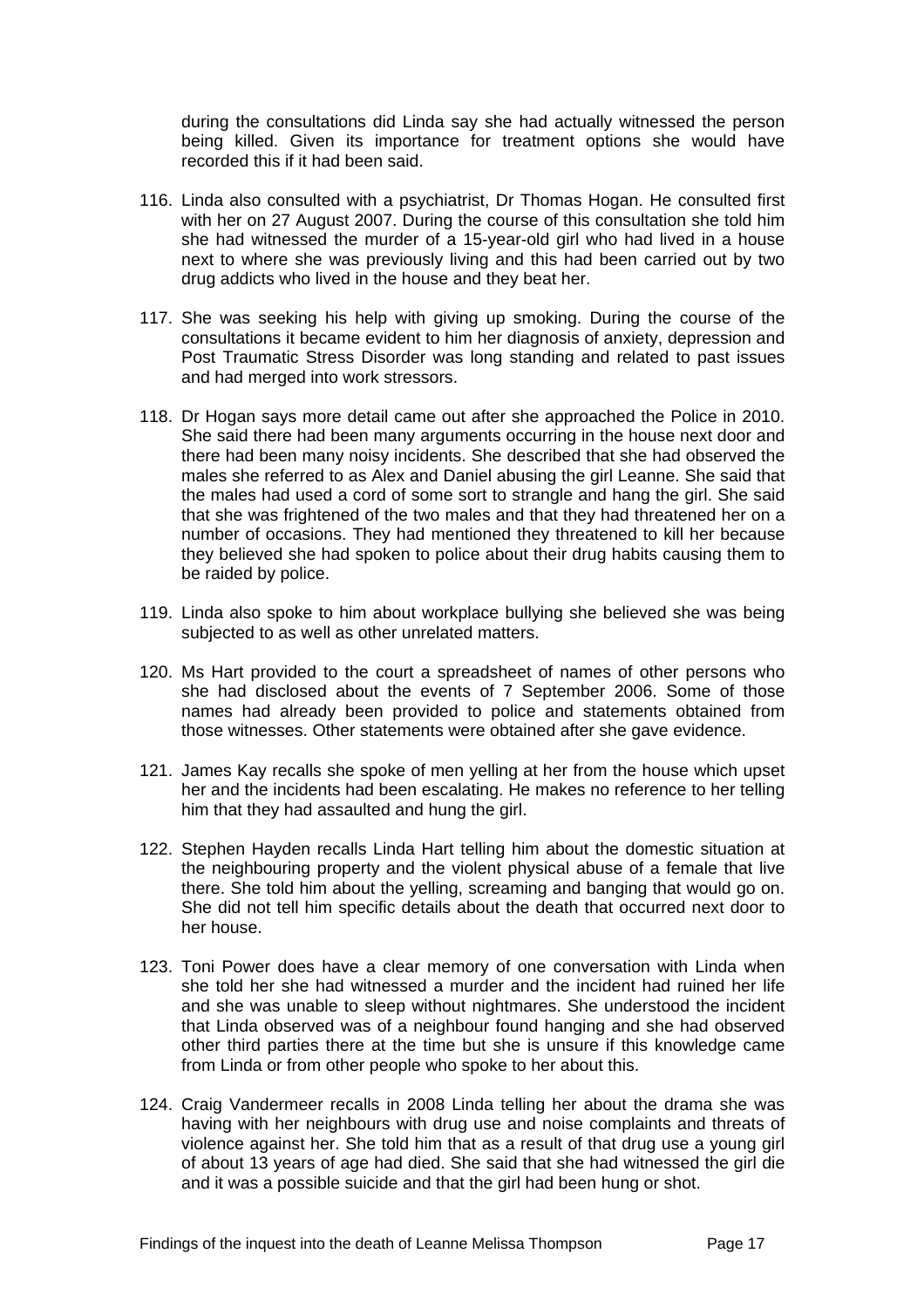during the consultations did Linda say she had actually witnessed the person being killed. Given its importance for treatment options she would have recorded this if it had been said.

116. Linda also consulted with a psychiatrist, Dr Thomas Hogan. He consulted first with her on 27 August 2007. During the course of this consultation she told him she had witnessed the murder of a 15-year-old girl who had lived in a house next to where she was previously living and this had been carried out by two drug addicts who lived in the house and they beat her.

117. She was seeking his help with giving up smoking. During the course of the consultations it became evident to him her diagnosis of anxiety, depression and Post Traumatic Stress Disorder was long standing and related to past issues and had merged into work stressors.

118. Dr Hogan says more detail came out after she approached the Police in 2010. She said there had been many arguments occurring in the house next door and there had been many noisy incidents. She described that she had observed the males she referred to as Alex and Daniel abusing the girl Leanne. She said that the males had used a cord of some sort to strangle and hang the girl. She said that she was frightened of the two males and that they had threatened her on a number of occasions. They had mentioned they threatened to kill her because they believed she had spoken to police about their drug habits causing them to be raided by police.

119. Linda also spoke to him about workplace bullying she believed she was being subjected to as well as other unrelated matters.

120. Ms Hart provided to the court a spreadsheet of names of other persons who she had disclosed about the events of 7 September 2006. Some of those names had already been provided to police and statements obtained from those witnesses. Other statements were obtained after she gave evidence.

121. James Kay recalls she spoke of men yelling at her from the house which upset her and the incidents had been escalating. He makes no reference to her telling him that they had assaulted and hung the girl.

122. Stephen Hayden recalls Linda Hart telling him about the domestic situation at the neighbouring property and the violent physical abuse of a female that live there. She told him about the yelling, screaming and banging that would go on. She did not tell him specific details about the death that occurred next door to her house.

123. Toni Power does have a clear memory of one conversation with Linda when she told her she had witnessed a murder and the incident had ruined her life and she was unable to sleep without nightmares. She understood the incident that Linda observed was of a neighbour found hanging and she had observed other third parties there at the time but she is unsure if this knowledge came from Linda or from other people who spoke to her about this.

124. Craig Vandermeer recalls in 2008 Linda telling her about the drama she was having with her neighbours with drug use and noise complaints and threats of violence against her. She told him that as a result of that drug use a young girl of about 13 years of age had died. She said that she had witnessed the girl die and it was a possible suicide and that the girl had been hung or shot.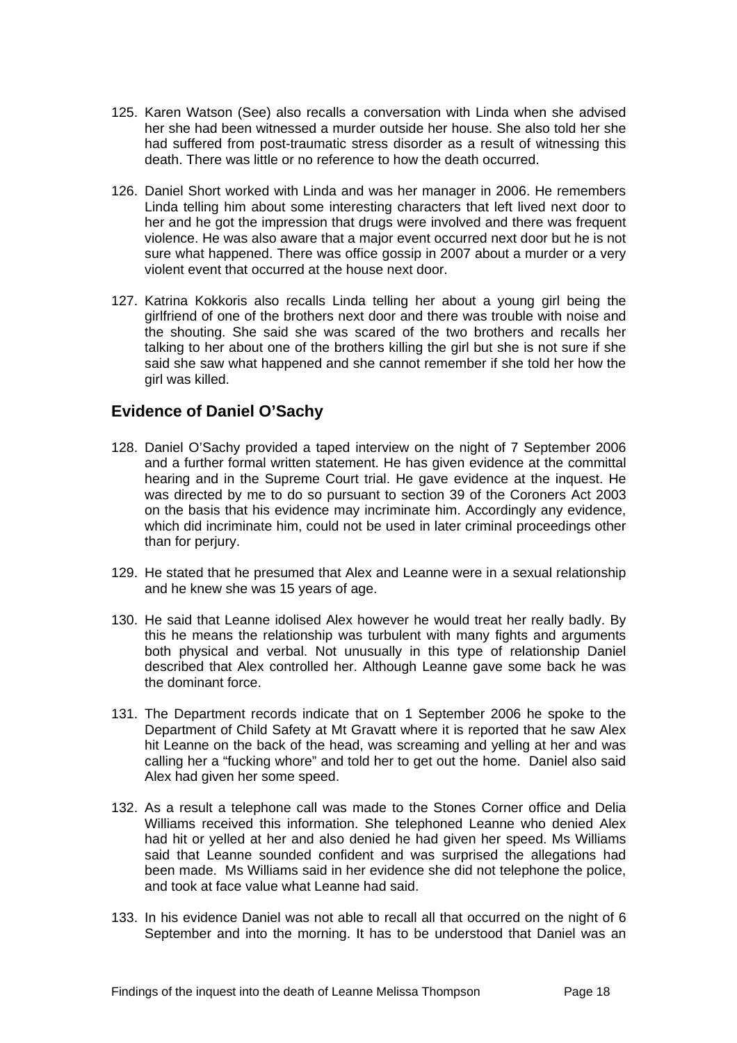125. Karen Watson (See) also recalls a conversation with Linda when she advised her she had been witnessed a murder outside her house. She also told her she had suffered from post-traumatic stress disorder as a result of witnessing this death. There was little or no reference to how the death occurred.

126. Daniel Short worked with Linda and was her manager in 2006. He remembers Linda telling him about some interesting characters that left lived next door to her and he got the impression that drugs were involved and there was frequent violence. He was also aware that a major event occurred next door but he is not sure what happened. There was office gossip in 2007 about a murder or a very violent event that occurred at the house next door.

127. Katrina Kokkoris also recalls Linda telling her about a young girl being the girlfriend of one of the brothers next door and there was trouble with noise and the shouting. She said she was scared of the two brothers and recalls her talking to her about one of the brothers killing the girl but she is not sure if she said she saw what happened and she cannot remember if she told her how the girl was killed.

## Evidence of Daniel O'Sachy

128. Daniel O'Sachy provided a taped interview on the night of 7 September 2006 and a further formal written statement. He has given evidence at the committal hearing and in the Supreme Court trial. He gave evidence at the inquest. He was directed by me to do so pursuant to section 39 of the Coroners Act 2003 on the basis that his evidence may incriminate him. Accordingly any evidence, which did incriminate him, could not be used in later criminal proceedings other than for perjury.

129. He stated that he presumed that Alex and Leanne were in a sexual relationship and he knew she was 15 years of age.

130. He said that Leanne idolised Alex however he would treat her really badly. By this he means the relationship was turbulent with many fights and arguments both physical and verbal. Not unusually in this type of relationship Daniel described that Alex controlled her. Although Leanne gave some back he was the dominant force.

131. The Department records indicate that on 1 September 2006 he spoke to the Department of Child Safety at Mt Gravatt where it is reported that he saw Alex hit Leanne on the back of the head, was screaming and yelling at her and was calling her a "fucking whore" and told her to get out the home. Daniel also said Alex had given her some speed.

132. As a result a telephone call was made to the Stones Corner office and Delia Williams received this information. She telephoned Leanne who denied Alex had hit or yelled at her and also denied he had given her speed. Ms Williams said that Leanne sounded confident and was surprised the allegations had been made. Ms Williams said in her evidence she did not telephone the police, and took at face value what Leanne had said.

133. In his evidence Daniel was not able to recall all that occurred on the night of 6 September and into the morning. It has to be understood that Daniel was an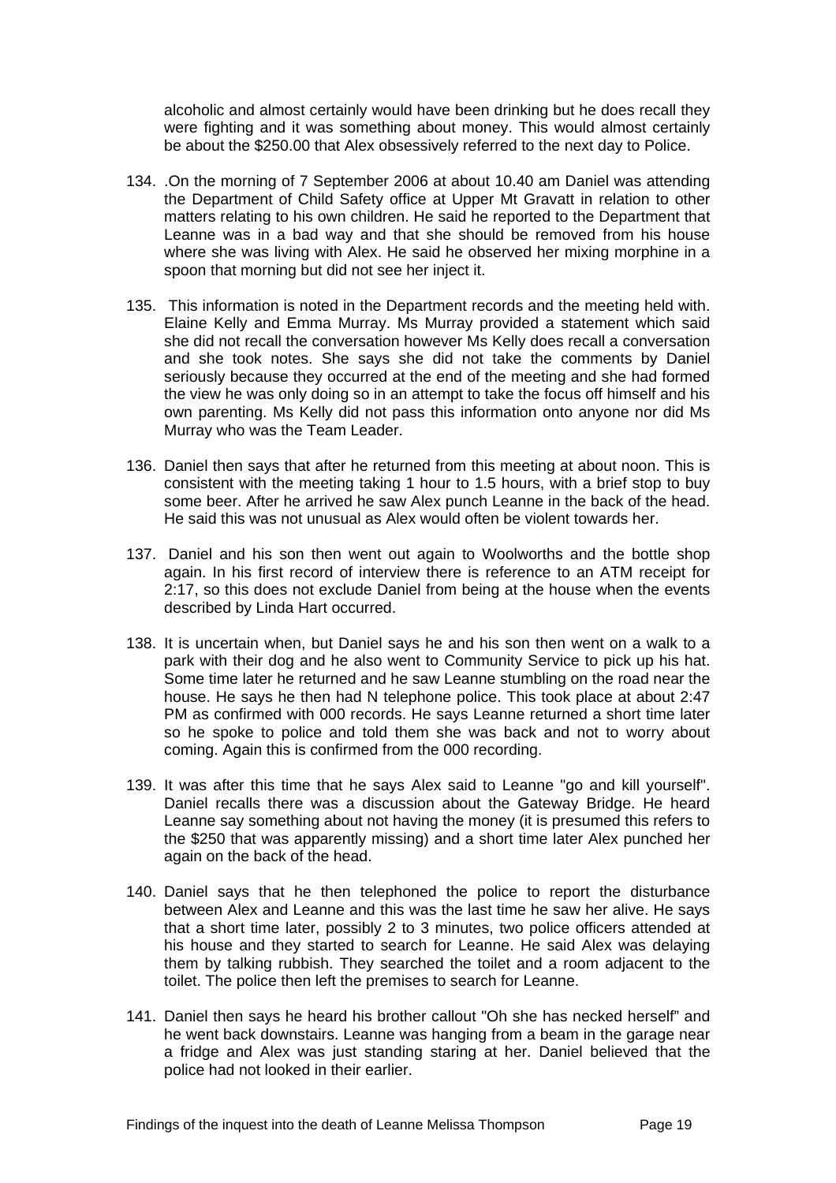alcoholic and almost certainly would have been drinking but he does recall they were fighting and it was something about money. This would almost certainly be about the $250.00 that Alex obsessively referred to the next day to Police.

134. .On the morning of 7 September 2006 at about 10.40 am Daniel was attending the Department of Child Safety office at Upper Mt Gravatt in relation to other matters relating to his own children. He said he reported to the Department that Leanne was in a bad way and that she should be removed from his house where she was living with Alex. He said he observed her mixing morphine in a spoon that morning but did not see her inject it.

135. This information is noted in the Department records and the meeting held with. Elaine Kelly and Emma Murray. Ms Murray provided a statement which said she did not recall the conversation however Ms Kelly does recall a conversation and she took notes. She says she did not take the comments by Daniel seriously because they occurred at the end of the meeting and she had formed the view he was only doing so in an attempt to take the focus off himself and his own parenting. Ms Kelly did not pass this information onto anyone nor did Ms Murray who was the Team Leader.

136. Daniel then says that after he returned from this meeting at about noon. This is consistent with the meeting taking 1 hour to 1.5 hours, with a brief stop to buy some beer. After he arrived he saw Alex punch Leanne in the back of the head. He said this was not unusual as Alex would often be violent towards her.

137. Daniel and his son then went out again to Woolworths and the bottle shop again. In his first record of interview there is reference to an ATM receipt for 2:17, so this does not exclude Daniel from being at the house when the events described by Linda Hart occurred.

138. It is uncertain when, but Daniel says he and his son then went on a walk to a park with their dog and he also went to Community Service to pick up his hat. Some time later he returned and he saw Leanne stumbling on the road near the house. He says he then had N telephone police. This took place at about 2:47 PM as confirmed with 000 records. He says Leanne returned a short time later so he spoke to police and told them she was back and not to worry about coming. Again this is confirmed from the 000 recording.

139. It was after this time that he says Alex said to Leanne "go and kill yourself". Daniel recalls there was a discussion about the Gateway Bridge. He heard Leanne say something about not having the money (it is presumed this refers to the $250 that was apparently missing) and a short time later Alex punched her again on the back of the head.

140. Daniel says that he then telephoned the police to report the disturbance between Alex and Leanne and this was the last time he saw her alive. He says that a short time later, possibly 2 to 3 minutes, two police officers attended at his house and they started to search for Leanne. He said Alex was delaying them by talking rubbish. They searched the toilet and a room adjacent to the toilet. The police then left the premises to search for Leanne.

141. Daniel then says he heard his brother callout "Oh she has necked herself" and he went back downstairs. Leanne was hanging from a beam in the garage near a fridge and Alex was just standing staring at her. Daniel believed that the police had not looked in their earlier.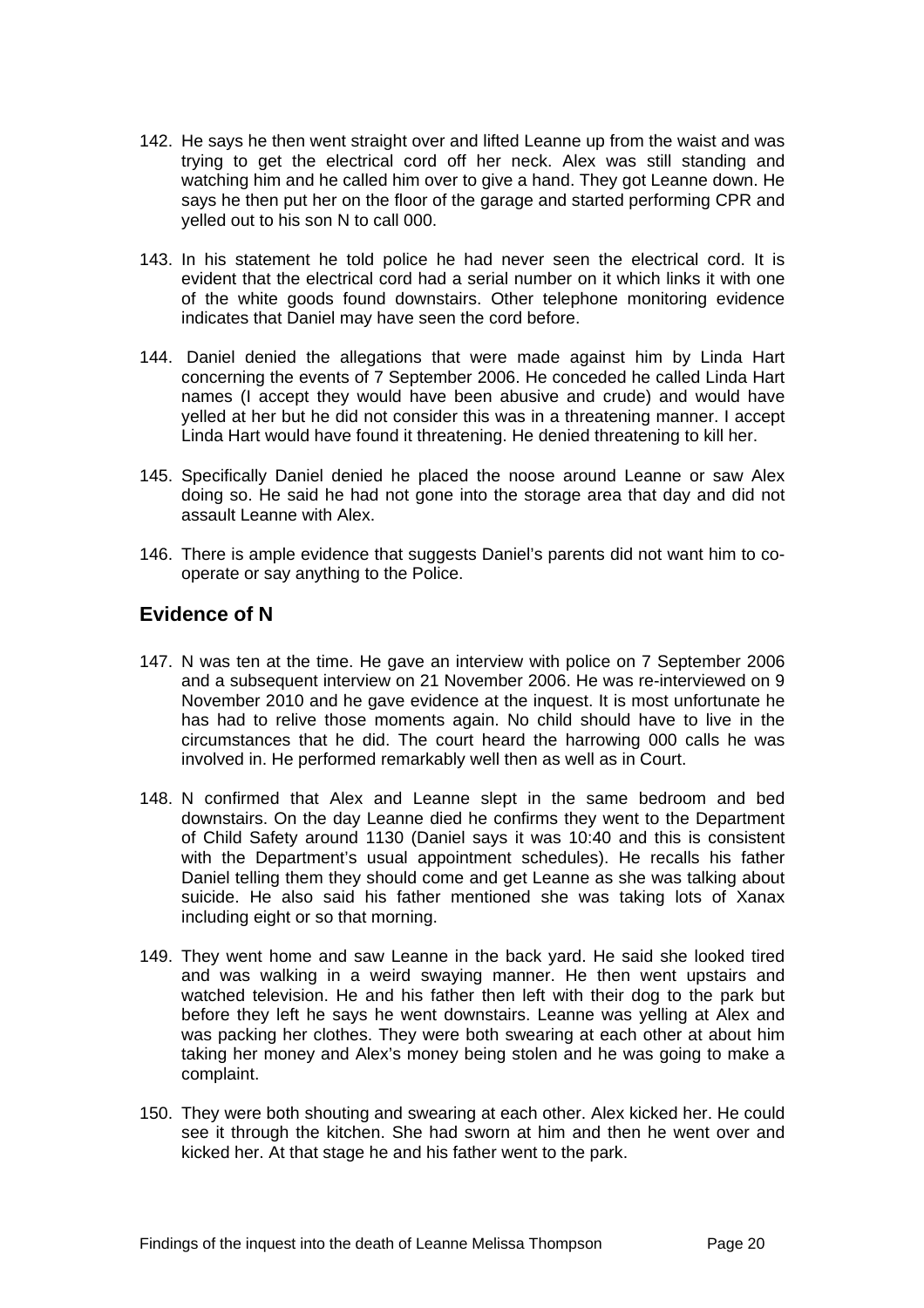142. He says he then went straight over and lifted Leanne up from the waist and was trying to get the electrical cord off her neck. Alex was still standing and watching him and he called him over to give a hand. They got Leanne down. He says he then put her on the floor of the garage and started performing CPR and yelled out to his son N to call 000.

143. In his statement he told police he had never seen the electrical cord. It is evident that the electrical cord had a serial number on it which links it with one of the white goods found downstairs. Other telephone monitoring evidence indicates that Daniel may have seen the cord before.

144. Daniel denied the allegations that were made against him by Linda Hart concerning the events of 7 September 2006. He conceded he called Linda Hart names (I accept they would have been abusive and crude) and would have yelled at her but he did not consider this was in a threatening manner. I accept Linda Hart would have found it threatening. He denied threatening to kill her.

145. Specifically Daniel denied he placed the noose around Leanne or saw Alex doing so. He said he had not gone into the storage area that day and did not assault Leanne with Alex.

146. There is ample evidence that suggests Daniel's parents did not want him to co-operate or say anything to the Police.

## Evidence of N

147. N was ten at the time. He gave an interview with police on 7 September 2006 and a subsequent interview on 21 November 2006. He was re-interviewed on 9 November 2010 and he gave evidence at the inquest. It is most unfortunate he has had to relive those moments again. No child should have to live in the circumstances that he did. The court heard the harrowing 000 calls he was involved in. He performed remarkably well then as well as in Court.

148. N confirmed that Alex and Leanne slept in the same bedroom and bed downstairs. On the day Leanne died he confirms they went to the Department of Child Safety around 1130 (Daniel says it was 10:40 and this is consistent with the Department's usual appointment schedules). He recalls his father Daniel telling them they should come and get Leanne as she was talking about suicide. He also said his father mentioned she was taking lots of Xanax including eight or so that morning.

149. They went home and saw Leanne in the back yard. He said she looked tired and was walking in a weird swaying manner. He then went upstairs and watched television. He and his father then left with their dog to the park but before they left he says he went downstairs. Leanne was yelling at Alex and was packing her clothes. They were both swearing at each other at about him taking her money and Alex's money being stolen and he was going to make a complaint.

150. They were both shouting and swearing at each other. Alex kicked her. He could see it through the kitchen. She had sworn at him and then he went over and kicked her. At that stage he and his father went to the park.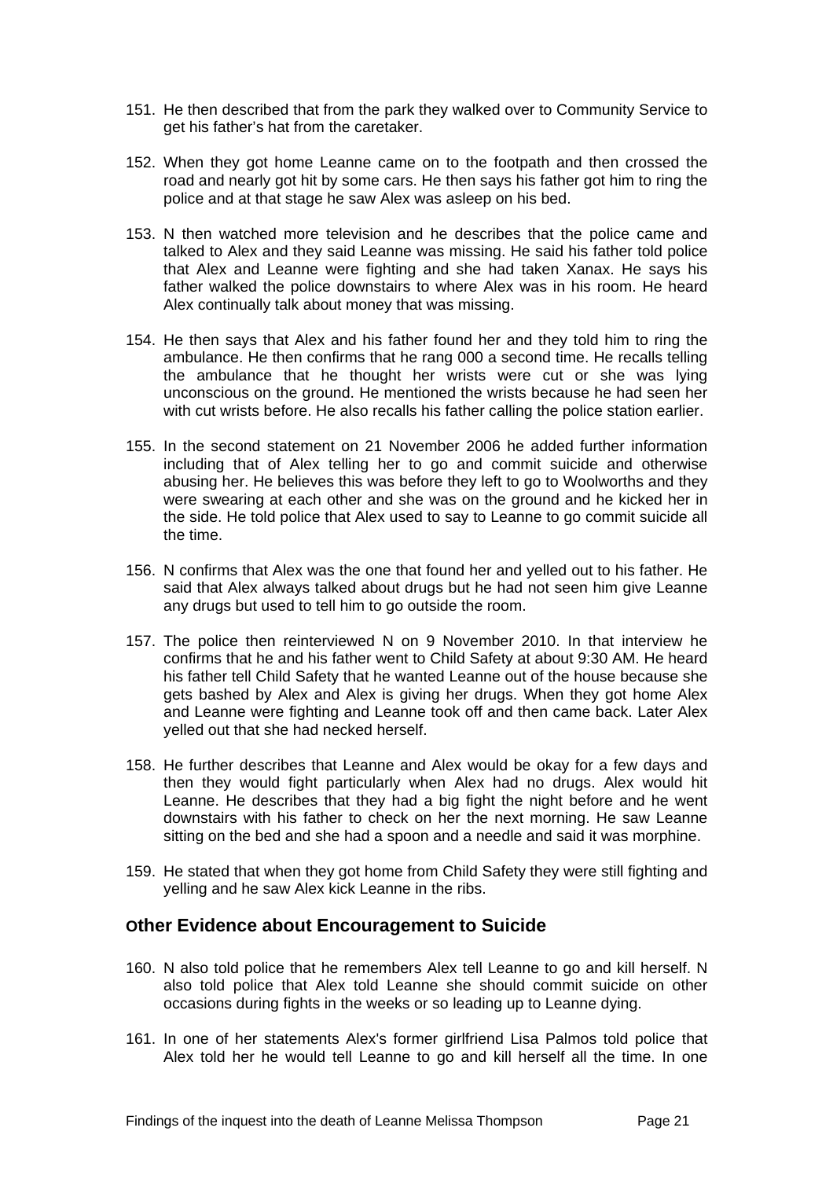151. He then described that from the park they walked over to Community Service to get his father's hat from the caretaker.

152. When they got home Leanne came on to the footpath and then crossed the road and nearly got hit by some cars. He then says his father got him to ring the police and at that stage he saw Alex was asleep on his bed.

153. N then watched more television and he describes that the police came and talked to Alex and they said Leanne was missing. He said his father told police that Alex and Leanne were fighting and she had taken Xanax. He says his father walked the police downstairs to where Alex was in his room. He heard Alex continually talk about money that was missing.

154. He then says that Alex and his father found her and they told him to ring the ambulance. He then confirms that he rang 000 a second time. He recalls telling the ambulance that he thought her wrists were cut or she was lying unconscious on the ground. He mentioned the wrists because he had seen her with cut wrists before. He also recalls his father calling the police station earlier.

155. In the second statement on 21 November 2006 he added further information including that of Alex telling her to go and commit suicide and otherwise abusing her. He believes this was before they left to go to Woolworths and they were swearing at each other and she was on the ground and he kicked her in the side. He told police that Alex used to say to Leanne to go commit suicide all the time.

156. N confirms that Alex was the one that found her and yelled out to his father. He said that Alex always talked about drugs but he had not seen him give Leanne any drugs but used to tell him to go outside the room.

157. The police then reinterviewed N on 9 November 2010. In that interview he confirms that he and his father went to Child Safety at about 9:30 AM. He heard his father tell Child Safety that he wanted Leanne out of the house because she gets bashed by Alex and Alex is giving her drugs. When they got home Alex and Leanne were fighting and Leanne took off and then came back. Later Alex yelled out that she had necked herself.

158. He further describes that Leanne and Alex would be okay for a few days and then they would fight particularly when Alex had no drugs. Alex would hit Leanne. He describes that they had a big fight the night before and he went downstairs with his father to check on her the next morning. He saw Leanne sitting on the bed and she had a spoon and a needle and said it was morphine.

159. He stated that when they got home from Child Safety they were still fighting and yelling and he saw Alex kick Leanne in the ribs.

## Other Evidence about Encouragement to Suicide

160. N also told police that he remembers Alex tell Leanne to go and kill herself. N also told police that Alex told Leanne she should commit suicide on other occasions during fights in the weeks or so leading up to Leanne dying.

161. In one of her statements Alex's former girlfriend Lisa Palmos told police that Alex told her he would tell Leanne to go and kill herself all the time. In one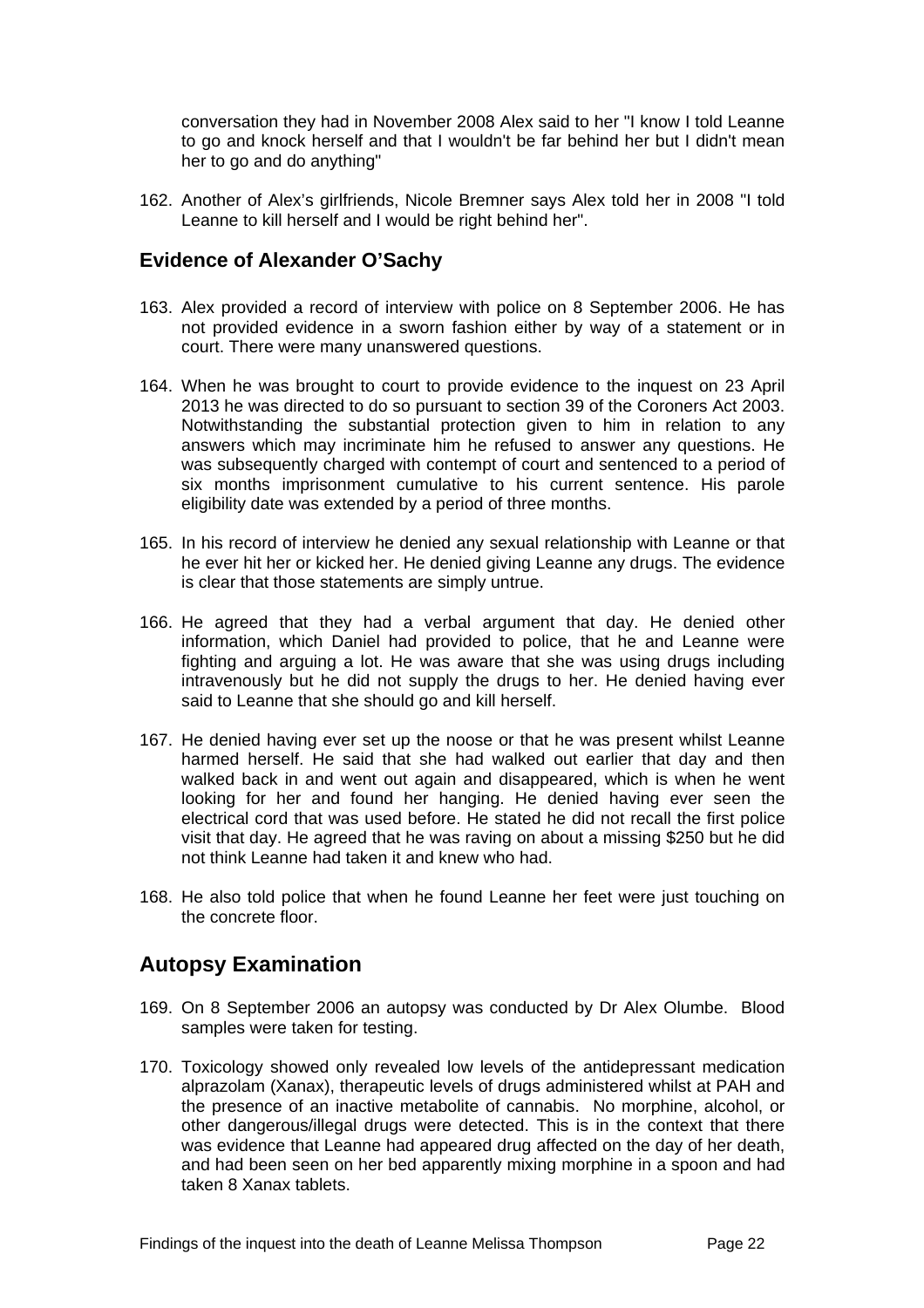conversation they had in November 2008 Alex said to her "I know I told Leanne to go and knock herself and that I wouldn't be far behind her but I didn't mean her to go and do anything"

162. Another of Alex's girlfriends, Nicole Bremner says Alex told her in 2008 "I told Leanne to kill herself and I would be right behind her".

### Evidence of Alexander O'Sachy

163. Alex provided a record of interview with police on 8 September 2006. He has not provided evidence in a sworn fashion either by way of a statement or in court. There were many unanswered questions.

164. When he was brought to court to provide evidence to the inquest on 23 April 2013 he was directed to do so pursuant to section 39 of the Coroners Act 2003. Notwithstanding the substantial protection given to him in relation to any answers which may incriminate him he refused to answer any questions. He was subsequently charged with contempt of court and sentenced to a period of six months imprisonment cumulative to his current sentence. His parole eligibility date was extended by a period of three months.

165. In his record of interview he denied any sexual relationship with Leanne or that he ever hit her or kicked her. He denied giving Leanne any drugs. The evidence is clear that those statements are simply untrue.

166. He agreed that they had a verbal argument that day. He denied other information, which Daniel had provided to police, that he and Leanne were fighting and arguing a lot. He was aware that she was using drugs including intravenously but he did not supply the drugs to her. He denied having ever said to Leanne that she should go and kill herself.

167. He denied having ever set up the noose or that he was present whilst Leanne harmed herself. He said that she had walked out earlier that day and then walked back in and went out again and disappeared, which is when he went looking for her and found her hanging. He denied having ever seen the electrical cord that was used before. He stated he did not recall the first police visit that day. He agreed that he was raving on about a missing $250 but he did not think Leanne had taken it and knew who had.

168. He also told police that when he found Leanne her feet were just touching on the concrete floor.

## Autopsy Examination

169. On 8 September 2006 an autopsy was conducted by Dr Alex Olumbe. Blood samples were taken for testing.

170. Toxicology showed only revealed low levels of the antidepressant medication alprazolam (Xanax), therapeutic levels of drugs administered whilst at PAH and the presence of an inactive metabolite of cannabis. No morphine, alcohol, or other dangerous/illegal drugs were detected. This is in the context that there was evidence that Leanne had appeared drug affected on the day of her death, and had been seen on her bed apparently mixing morphine in a spoon and had taken 8 Xanax tablets.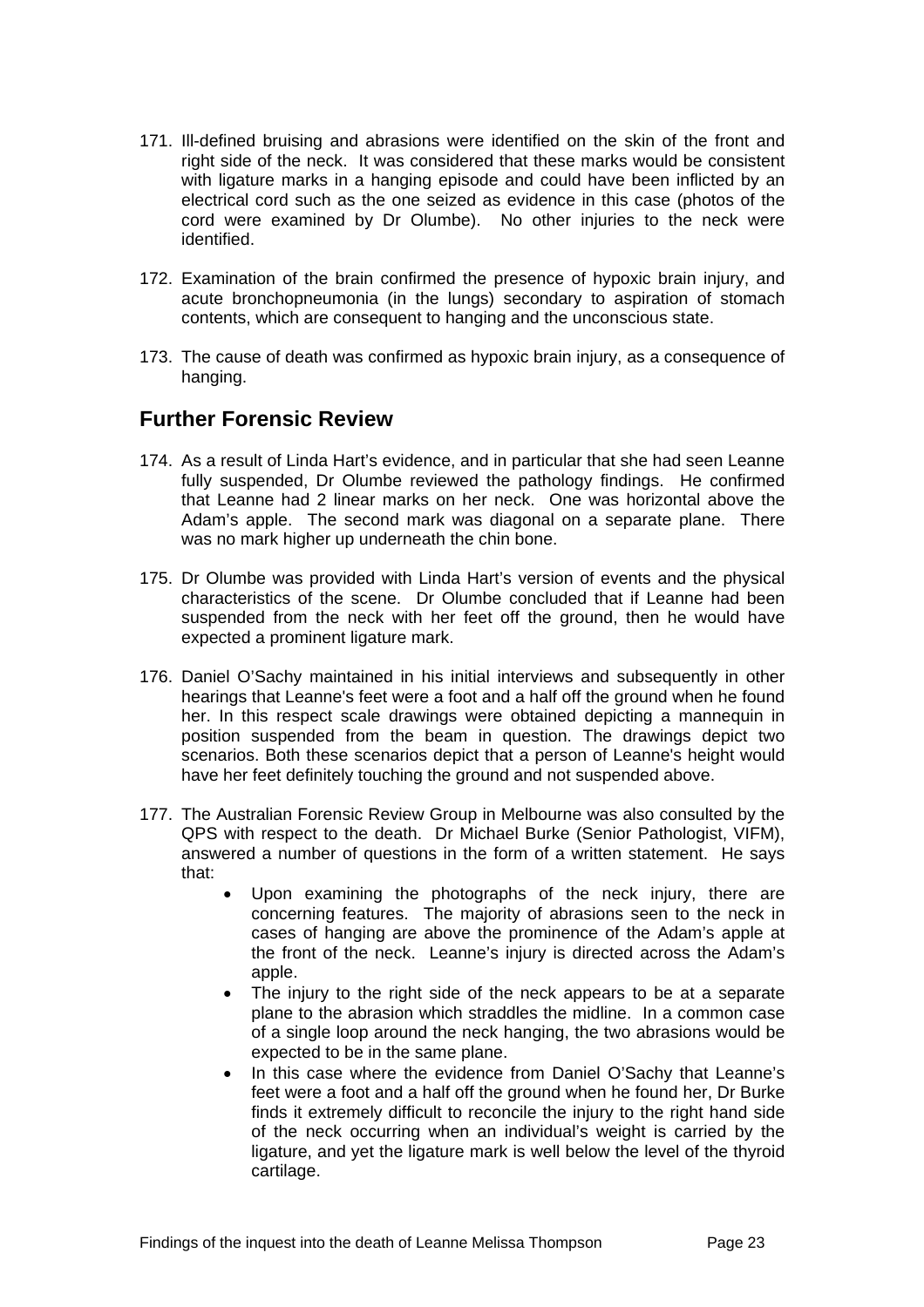171. Ill-defined bruising and abrasions were identified on the skin of the front and right side of the neck. It was considered that these marks would be consistent with ligature marks in a hanging episode and could have been inflicted by an electrical cord such as the one seized as evidence in this case (photos of the cord were examined by Dr Olumbe). No other injuries to the neck were identified.

172. Examination of the brain confirmed the presence of hypoxic brain injury, and acute bronchopneumonia (in the lungs) secondary to aspiration of stomach contents, which are consequent to hanging and the unconscious state.

173. The cause of death was confirmed as hypoxic brain injury, as a consequence of hanging.

## Further Forensic Review

174. As a result of Linda Hart's evidence, and in particular that she had seen Leanne fully suspended, Dr Olumbe reviewed the pathology findings. He confirmed that Leanne had 2 linear marks on her neck. One was horizontal above the Adam's apple. The second mark was diagonal on a separate plane. There was no mark higher up underneath the chin bone.

175. Dr Olumbe was provided with Linda Hart's version of events and the physical characteristics of the scene. Dr Olumbe concluded that if Leanne had been suspended from the neck with her feet off the ground, then he would have expected a prominent ligature mark.

176. Daniel O'Sachy maintained in his initial interviews and subsequently in other hearings that Leanne's feet were a foot and a half off the ground when he found her. In this respect scale drawings were obtained depicting a mannequin in position suspended from the beam in question. The drawings depict two scenarios. Both these scenarios depict that a person of Leanne's height would have her feet definitely touching the ground and not suspended above.

177. The Australian Forensic Review Group in Melbourne was also consulted by the QPS with respect to the death. Dr Michael Burke (Senior Pathologist, VIFM), answered a number of questions in the form of a written statement. He says that:
    - Upon examining the photographs of the neck injury, there are concerning features. The majority of abrasions seen to the neck in cases of hanging are above the prominence of the Adam's apple at the front of the neck. Leanne's injury is directed across the Adam's apple.
    - The injury to the right side of the neck appears to be at a separate plane to the abrasion which straddles the midline. In a common case of a single loop around the neck hanging, the two abrasions would be expected to be in the same plane.
    - In this case where the evidence from Daniel O'Sachy that Leanne's feet were a foot and a half off the ground when he found her, Dr Burke finds it extremely difficult to reconcile the injury to the right hand side of the neck occurring when an individual's weight is carried by the ligature, and yet the ligature mark is well below the level of the thyroid cartilage.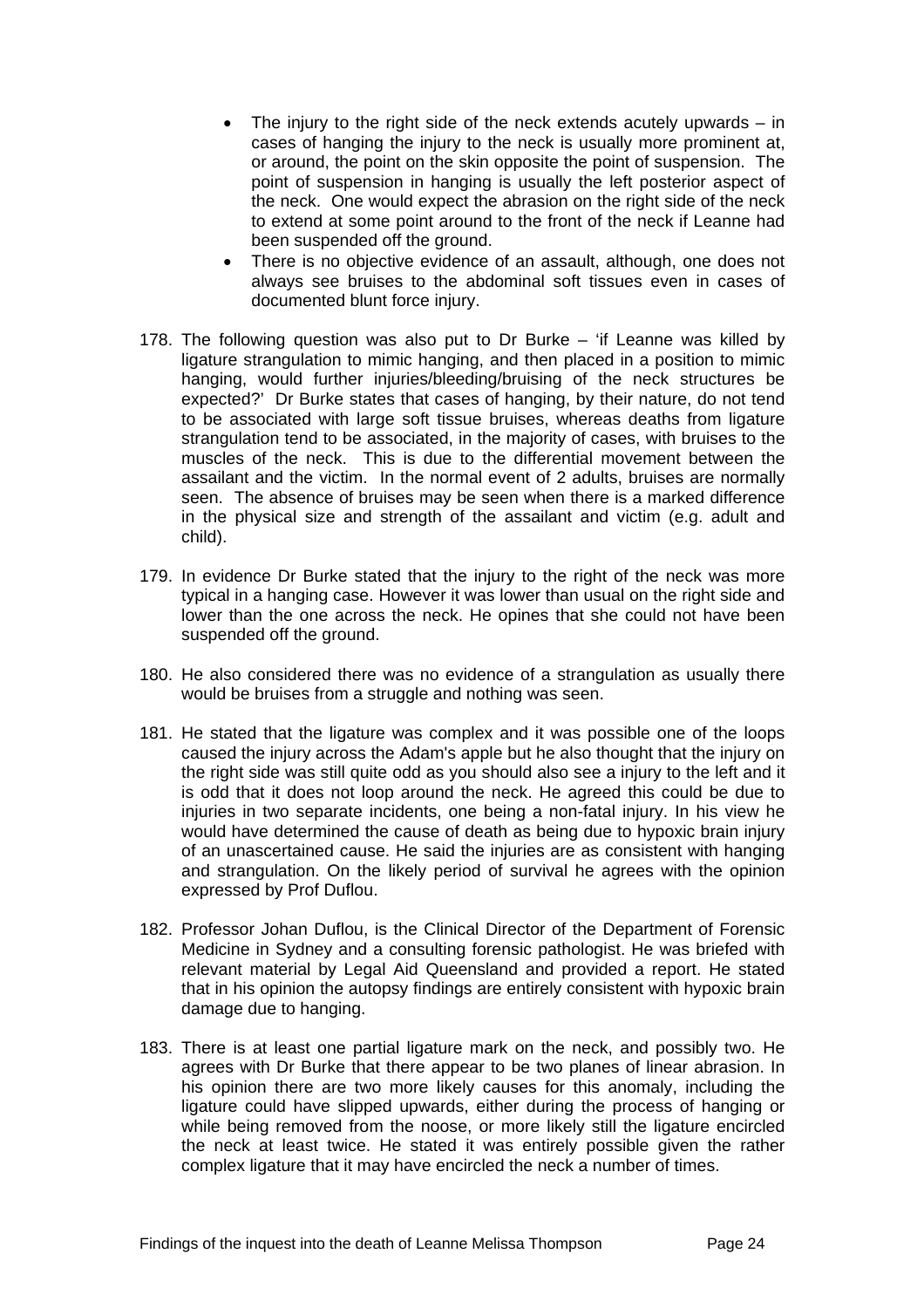- The injury to the right side of the neck extends acutely upwards – in cases of hanging the injury to the neck is usually more prominent at, or around, the point on the skin opposite the point of suspension. The point of suspension in hanging is usually the left posterior aspect of the neck. One would expect the abrasion on the right side of the neck to extend at some point around to the front of the neck if Leanne had been suspended off the ground.
- There is no objective evidence of an assault, although, one does not always see bruises to the abdominal soft tissues even in cases of documented blunt force injury.

178. The following question was also put to Dr Burke – 'if Leanne was killed by ligature strangulation to mimic hanging, and then placed in a position to mimic hanging, would further injuries/bleeding/bruising of the neck structures be expected?' Dr Burke states that cases of hanging, by their nature, do not tend to be associated with large soft tissue bruises, whereas deaths from ligature strangulation tend to be associated, in the majority of cases, with bruises to the muscles of the neck. This is due to the differential movement between the assailant and the victim. In the normal event of 2 adults, bruises are normally seen. The absence of bruises may be seen when there is a marked difference in the physical size and strength of the assailant and victim (e.g. adult and child).

179. In evidence Dr Burke stated that the injury to the right of the neck was more typical in a hanging case. However it was lower than usual on the right side and lower than the one across the neck. He opines that she could not have been suspended off the ground.

180. He also considered there was no evidence of a strangulation as usually there would be bruises from a struggle and nothing was seen.

181. He stated that the ligature was complex and it was possible one of the loops caused the injury across the Adam's apple but he also thought that the injury on the right side was still quite odd as you should also see a injury to the left and it is odd that it does not loop around the neck. He agreed this could be due to injuries in two separate incidents, one being a non-fatal injury. In his view he would have determined the cause of death as being due to hypoxic brain injury of an unascertained cause. He said the injuries are as consistent with hanging and strangulation. On the likely period of survival he agrees with the opinion expressed by Prof Duflou.

182. Professor Johan Duflou, is the Clinical Director of the Department of Forensic Medicine in Sydney and a consulting forensic pathologist. He was briefed with relevant material by Legal Aid Queensland and provided a report. He stated that in his opinion the autopsy findings are entirely consistent with hypoxic brain damage due to hanging.

183. There is at least one partial ligature mark on the neck, and possibly two. He agrees with Dr Burke that there appear to be two planes of linear abrasion. In his opinion there are two more likely causes for this anomaly, including the ligature could have slipped upwards, either during the process of hanging or while being removed from the noose, or more likely still the ligature encircled the neck at least twice. He stated it was entirely possible given the rather complex ligature that it may have encircled the neck a number of times.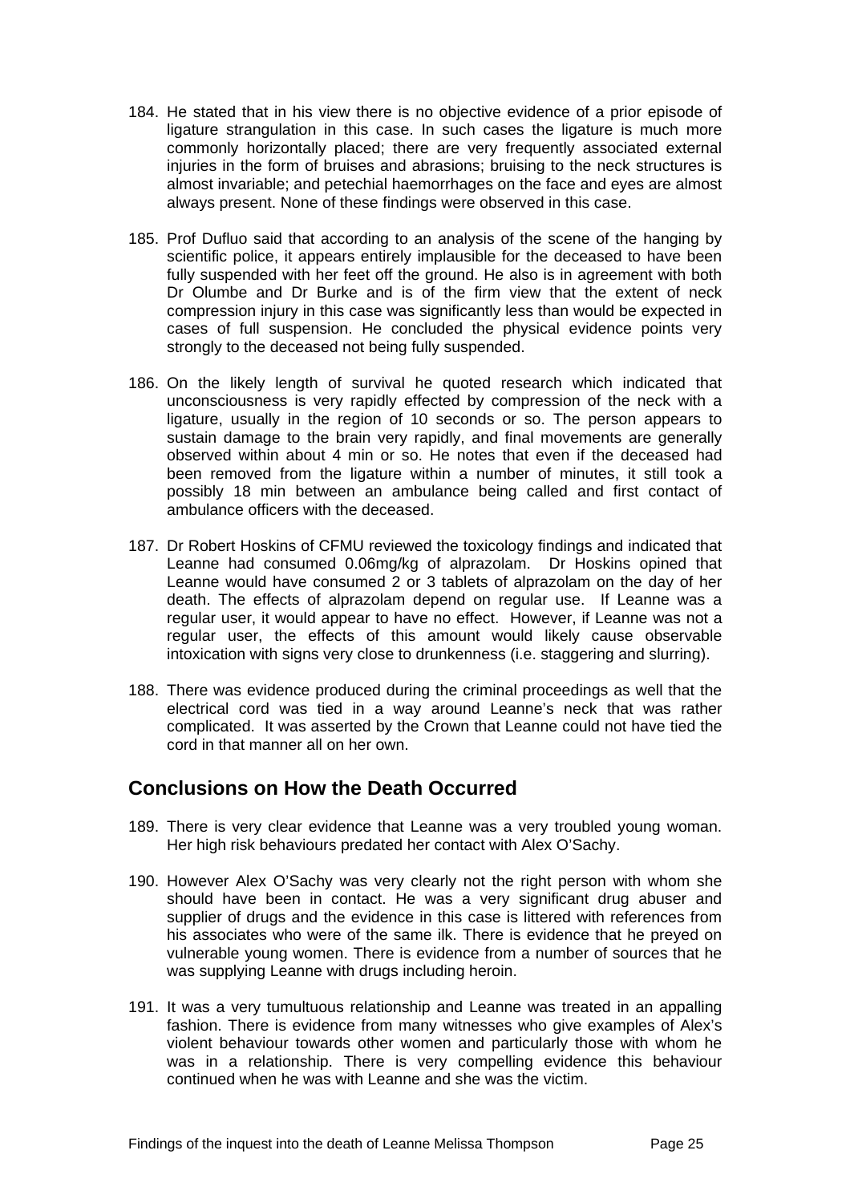184. He stated that in his view there is no objective evidence of a prior episode of ligature strangulation in this case. In such cases the ligature is much more commonly horizontally placed; there are very frequently associated external injuries in the form of bruises and abrasions; bruising to the neck structures is almost invariable; and petechial haemorrhages on the face and eyes are almost always present. None of these findings were observed in this case.

185. Prof Dufluo said that according to an analysis of the scene of the hanging by scientific police, it appears entirely implausible for the deceased to have been fully suspended with her feet off the ground. He also is in agreement with both Dr Olumbe and Dr Burke and is of the firm view that the extent of neck compression injury in this case was significantly less than would be expected in cases of full suspension. He concluded the physical evidence points very strongly to the deceased not being fully suspended.

186. On the likely length of survival he quoted research which indicated that unconsciousness is very rapidly effected by compression of the neck with a ligature, usually in the region of 10 seconds or so. The person appears to sustain damage to the brain very rapidly, and final movements are generally observed within about 4 min or so. He notes that even if the deceased had been removed from the ligature within a number of minutes, it still took a possibly 18 min between an ambulance being called and first contact of ambulance officers with the deceased.

187. Dr Robert Hoskins of CFMU reviewed the toxicology findings and indicated that Leanne had consumed 0.06mg/kg of alprazolam. Dr Hoskins opined that Leanne would have consumed 2 or 3 tablets of alprazolam on the day of her death. The effects of alprazolam depend on regular use. If Leanne was a regular user, it would appear to have no effect. However, if Leanne was not a regular user, the effects of this amount would likely cause observable intoxication with signs very close to drunkenness (i.e. staggering and slurring).

188. There was evidence produced during the criminal proceedings as well that the electrical cord was tied in a way around Leanne's neck that was rather complicated. It was asserted by the Crown that Leanne could not have tied the cord in that manner all on her own.

## Conclusions on How the Death Occurred

189. There is very clear evidence that Leanne was a very troubled young woman. Her high risk behaviours predated her contact with Alex O'Sachy.

190. However Alex O'Sachy was very clearly not the right person with whom she should have been in contact. He was a very significant drug abuser and supplier of drugs and the evidence in this case is littered with references from his associates who were of the same ilk. There is evidence that he preyed on vulnerable young women. There is evidence from a number of sources that he was supplying Leanne with drugs including heroin.

191. It was a very tumultuous relationship and Leanne was treated in an appalling fashion. There is evidence from many witnesses who give examples of Alex's violent behaviour towards other women and particularly those with whom he was in a relationship. There is very compelling evidence this behaviour continued when he was with Leanne and she was the victim.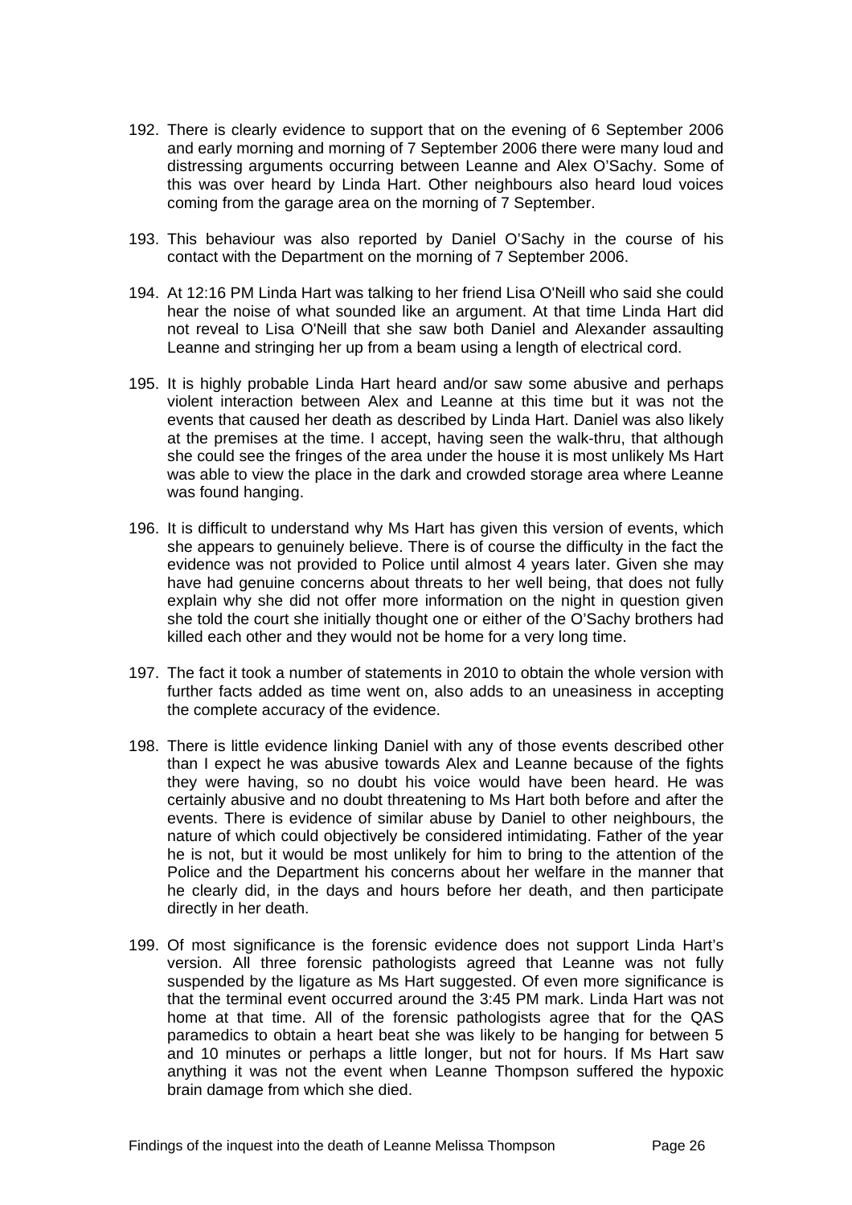192. There is clearly evidence to support that on the evening of 6 September 2006 and early morning and morning of 7 September 2006 there were many loud and distressing arguments occurring between Leanne and Alex O'Sachy. Some of this was over heard by Linda Hart. Other neighbours also heard loud voices coming from the garage area on the morning of 7 September.

193. This behaviour was also reported by Daniel O'Sachy in the course of his contact with the Department on the morning of 7 September 2006.

194. At 12:16 PM Linda Hart was talking to her friend Lisa O'Neill who said she could hear the noise of what sounded like an argument. At that time Linda Hart did not reveal to Lisa O'Neill that she saw both Daniel and Alexander assaulting Leanne and stringing her up from a beam using a length of electrical cord.

195. It is highly probable Linda Hart heard and/or saw some abusive and perhaps violent interaction between Alex and Leanne at this time but it was not the events that caused her death as described by Linda Hart. Daniel was also likely at the premises at the time. I accept, having seen the walk-thru, that although she could see the fringes of the area under the house it is most unlikely Ms Hart was able to view the place in the dark and crowded storage area where Leanne was found hanging.

196. It is difficult to understand why Ms Hart has given this version of events, which she appears to genuinely believe. There is of course the difficulty in the fact the evidence was not provided to Police until almost 4 years later. Given she may have had genuine concerns about threats to her well being, that does not fully explain why she did not offer more information on the night in question given she told the court she initially thought one or either of the O'Sachy brothers had killed each other and they would not be home for a very long time.

197. The fact it took a number of statements in 2010 to obtain the whole version with further facts added as time went on, also adds to an uneasiness in accepting the complete accuracy of the evidence.

198. There is little evidence linking Daniel with any of those events described other than I expect he was abusive towards Alex and Leanne because of the fights they were having, so no doubt his voice would have been heard. He was certainly abusive and no doubt threatening to Ms Hart both before and after the events. There is evidence of similar abuse by Daniel to other neighbours, the nature of which could objectively be considered intimidating. Father of the year he is not, but it would be most unlikely for him to bring to the attention of the Police and the Department his concerns about her welfare in the manner that he clearly did, in the days and hours before her death, and then participate directly in her death.

199. Of most significance is the forensic evidence does not support Linda Hart's version. All three forensic pathologists agreed that Leanne was not fully suspended by the ligature as Ms Hart suggested. Of even more significance is that the terminal event occurred around the 3:45 PM mark. Linda Hart was not home at that time. All of the forensic pathologists agree that for the QAS paramedics to obtain a heart beat she was likely to be hanging for between 5 and 10 minutes or perhaps a little longer, but not for hours. If Ms Hart saw anything it was not the event when Leanne Thompson suffered the hypoxic brain damage from which she died.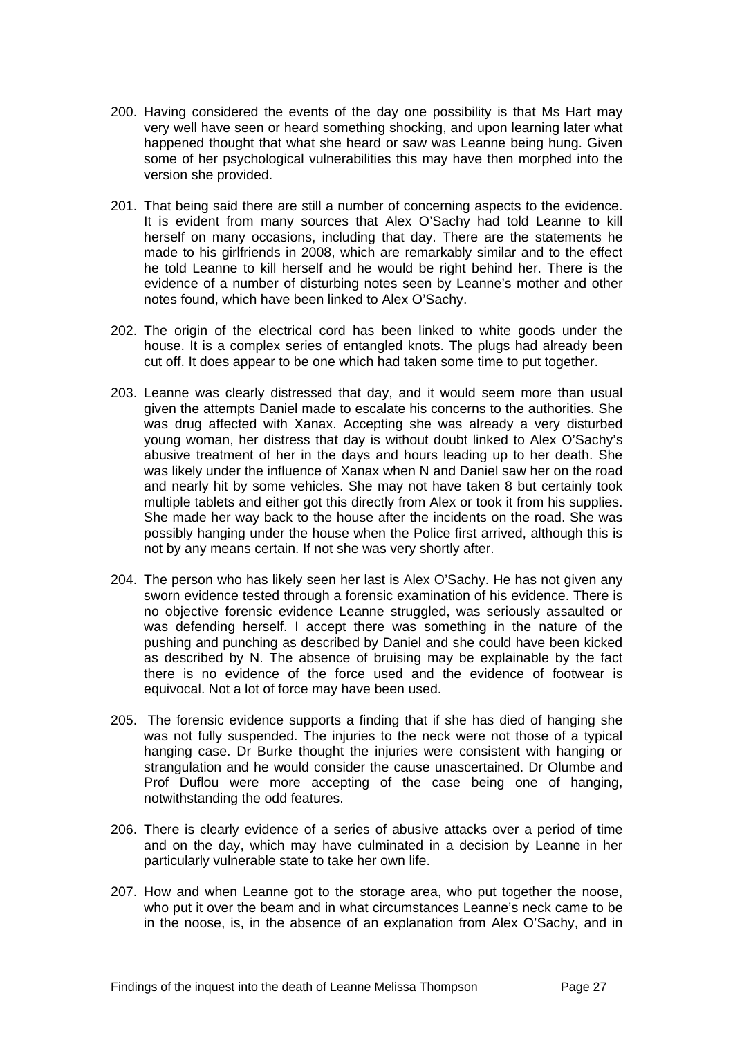200. Having considered the events of the day one possibility is that Ms Hart may very well have seen or heard something shocking, and upon learning later what happened thought that what she heard or saw was Leanne being hung. Given some of her psychological vulnerabilities this may have then morphed into the version she provided.

201. That being said there are still a number of concerning aspects to the evidence. It is evident from many sources that Alex O'Sachy had told Leanne to kill herself on many occasions, including that day. There are the statements he made to his girlfriends in 2008, which are remarkably similar and to the effect he told Leanne to kill herself and he would be right behind her. There is the evidence of a number of disturbing notes seen by Leanne's mother and other notes found, which have been linked to Alex O'Sachy.

202. The origin of the electrical cord has been linked to white goods under the house. It is a complex series of entangled knots. The plugs had already been cut off. It does appear to be one which had taken some time to put together.

203. Leanne was clearly distressed that day, and it would seem more than usual given the attempts Daniel made to escalate his concerns to the authorities. She was drug affected with Xanax. Accepting she was already a very disturbed young woman, her distress that day is without doubt linked to Alex O'Sachy's abusive treatment of her in the days and hours leading up to her death. She was likely under the influence of Xanax when N and Daniel saw her on the road and nearly hit by some vehicles. She may not have taken 8 but certainly took multiple tablets and either got this directly from Alex or took it from his supplies. She made her way back to the house after the incidents on the road. She was possibly hanging under the house when the Police first arrived, although this is not by any means certain. If not she was very shortly after.

204. The person who has likely seen her last is Alex O'Sachy. He has not given any sworn evidence tested through a forensic examination of his evidence. There is no objective forensic evidence Leanne struggled, was seriously assaulted or was defending herself. I accept there was something in the nature of the pushing and punching as described by Daniel and she could have been kicked as described by N. The absence of bruising may be explainable by the fact there is no evidence of the force used and the evidence of footwear is equivocal. Not a lot of force may have been used.

205. The forensic evidence supports a finding that if she has died of hanging she was not fully suspended. The injuries to the neck were not those of a typical hanging case. Dr Burke thought the injuries were consistent with hanging or strangulation and he would consider the cause unascertained. Dr Olumbe and Prof Duflou were more accepting of the case being one of hanging, notwithstanding the odd features.

206. There is clearly evidence of a series of abusive attacks over a period of time and on the day, which may have culminated in a decision by Leanne in her particularly vulnerable state to take her own life.

207. How and when Leanne got to the storage area, who put together the noose, who put it over the beam and in what circumstances Leanne's neck came to be in the noose, is, in the absence of an explanation from Alex O'Sachy, and in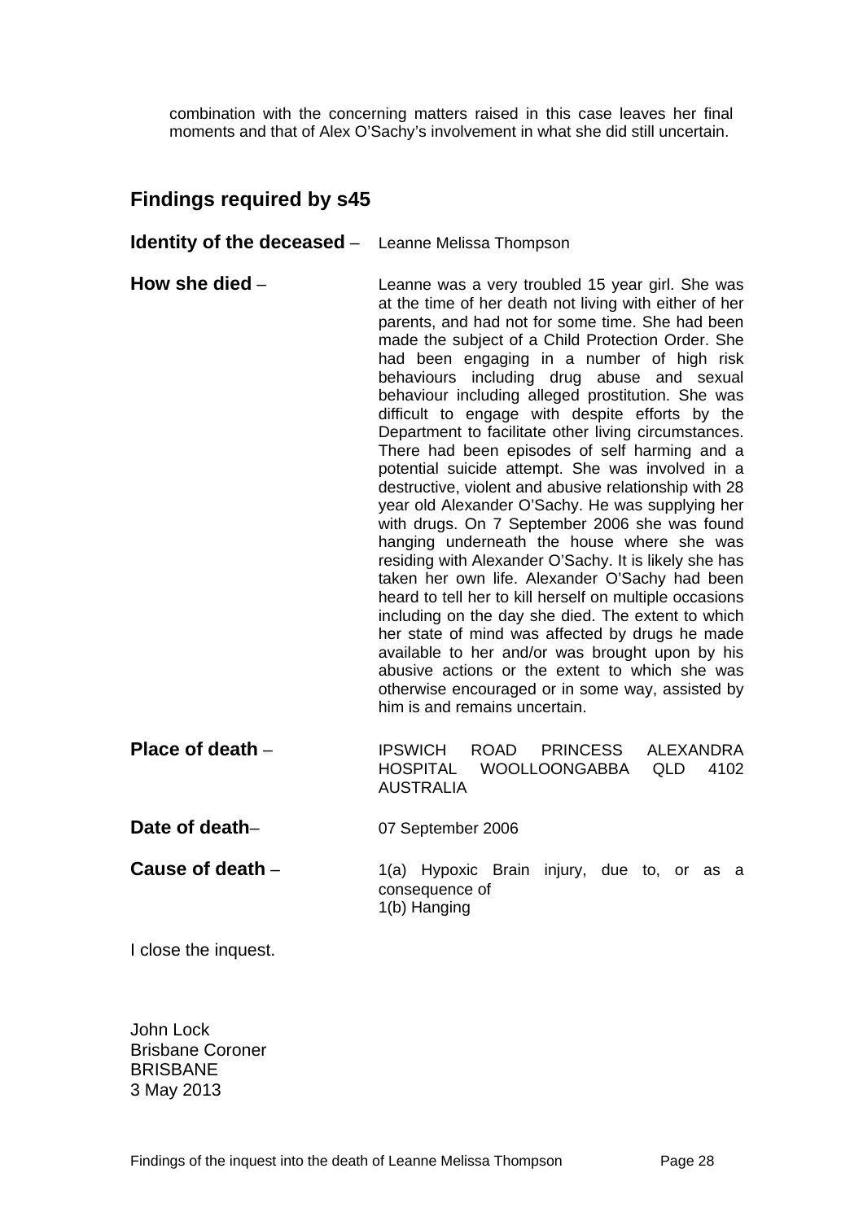combination with the concerning matters raised in this case leaves her final moments and that of Alex O'Sachy's involvement in what she did still uncertain.

## Findings required by s45

**Identity of the deceased** – Leanne Melissa Thompson

**How she died** – Leanne was a very troubled 15 year girl. She was at the time of her death not living with either of her parents, and had not for some time. She had been made the subject of a Child Protection Order. She had been engaging in a number of high risk behaviours including drug abuse and sexual behaviour including alleged prostitution. She was difficult to engage with despite efforts by the Department to facilitate other living circumstances. There had been episodes of self harming and a potential suicide attempt. She was involved in a destructive, violent and abusive relationship with 28 year old Alexander O'Sachy. He was supplying her with drugs. On 7 September 2006 she was found hanging underneath the house where she was residing with Alexander O'Sachy. It is likely she has taken her own life. Alexander O'Sachy had been heard to tell her to kill herself on multiple occasions including on the day she died. The extent to which her state of mind was affected by drugs he made available to her and/or was brought upon by his abusive actions or the extent to which she was otherwise encouraged or in some way, assisted by him is and remains uncertain.

**Place of death** – IPSWICH ROAD PRINCESS ALEXANDRA HOSPITAL WOOLLOONGABBA QLD 4102 AUSTRALIA

**Date of death**– 07 September 2006

**Cause of death** – 1(a) Hypoxic Brain injury, due to, or as a consequence of
1(b) Hanging

I close the inquest.

John Lock
Brisbane Coroner
BRISBANE
3 May 2013